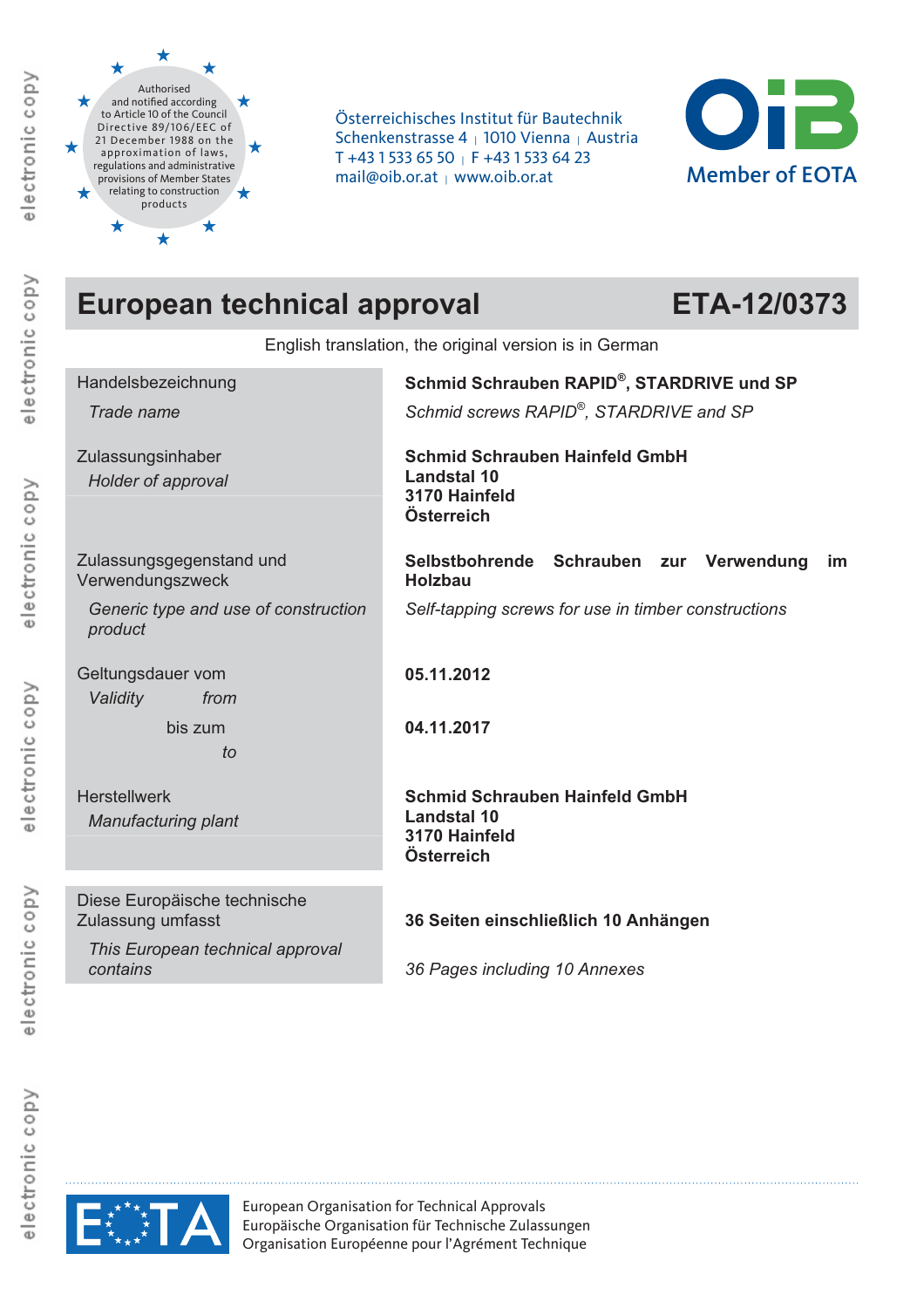Authorised and notified according to Article 10 of the Council Directive 89/106/EEC of 21 December 1988 on the approximation of laws, regulations and administrative provisions of Member States relating to construction products

Österreichisches Institut für Bautechnik
Schenkenstrasse 4 | 1010 Vienna | Austria
T +43 1 533 65 50 | F +43 1 533 64 23
mail@oib.or.at | www.oib.or.at

OIB Member of EOTA

# European technical approval ETA-12/0373

English translation, the original version is in German

| | |
|---|---|
| Handelsbezeichnung<br>*Trade name* | **Schmid Schrauben RAPID®, STARDRIVE und SP**<br>*Schmid screws RAPID®, STARDRIVE and SP* |
| Zulassungsinhaber<br>*Holder of approval* | **Schmid Schrauben Hainfeld GmbH**<br>**Landstal 10**<br>**3170 Hainfeld**<br>**Österreich** |
| Zulassungsgegenstand und Verwendungszweck<br>*Generic type and use of construction product* | **Selbstbohrende Schrauben zur Verwendung im Holzbau**<br>*Self-tapping screws for use in timber constructions* |
| Geltungsdauer vom<br>*Validity from* | **05.11.2012** |
| bis zum<br>*to* | **04.11.2017** |
| Herstellwerk<br>*Manufacturing plant* | **Schmid Schrauben Hainfeld GmbH**<br>**Landstal 10**<br>**3170 Hainfeld**<br>**Österreich** |
| Diese Europäische technische Zulassung umfasst<br>*This European technical approval contains* | **36 Seiten einschließlich 10 Anhängen**<br>*36 Pages including 10 Annexes* |

EOTA

European Organisation for Technical Approvals
Europäische Organisation für Technische Zulassungen
Organisation Européenne pour l'Agrément Technique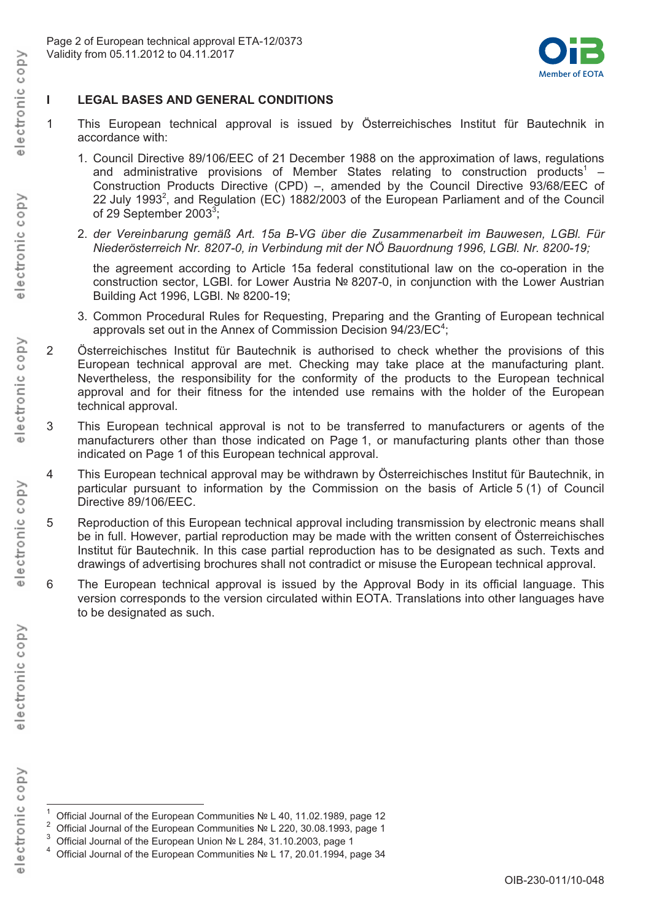# I LEGAL BASES AND GENERAL CONDITIONS

1 This European technical approval is issued by Österreichisches Institut für Bautechnik in accordance with:

1. Council Directive 89/106/EEC of 21 December 1988 on the approximation of laws, regulations and administrative provisions of Member States relating to construction products[1] – Construction Products Directive (CPD) –, amended by the Council Directive 93/68/EEC of 22 July 1993[2], and Regulation (EC) 1882/2003 of the European Parliament and of the Council of 29 September 2003[3];

2. *der Vereinbarung gemäß Art. 15a B-VG über die Zusammenarbeit im Bauwesen, LGBl. Für Niederösterreich Nr. 8207-0, in Verbindung mit der NÖ Bauordnung 1996, LGBl. Nr. 8200-19;*

   the agreement according to Article 15a federal constitutional law on the co-operation in the construction sector, LGBl. for Lower Austria № 8207-0, in conjunction with the Lower Austrian Building Act 1996, LGBl. № 8200-19;

3. Common Procedural Rules for Requesting, Preparing and the Granting of European technical approvals set out in the Annex of Commission Decision 94/23/EC[4];

2 Österreichisches Institut für Bautechnik is authorised to check whether the provisions of this European technical approval are met. Checking may take place at the manufacturing plant. Nevertheless, the responsibility for the conformity of the products to the European technical approval and for their fitness for the intended use remains with the holder of the European technical approval.

3 This European technical approval is not to be transferred to manufacturers or agents of the manufacturers other than those indicated on Page 1, or manufacturing plants other than those indicated on Page 1 of this European technical approval.

4 This European technical approval may be withdrawn by Österreichisches Institut für Bautechnik, in particular pursuant to information by the Commission on the basis of Article 5 (1) of Council Directive 89/106/EEC.

5 Reproduction of this European technical approval including transmission by electronic means shall be in full. However, partial reproduction may be made with the written consent of Österreichisches Institut für Bautechnik. In this case partial reproduction has to be designated as such. Texts and drawings of advertising brochures shall not contradict or misuse the European technical approval.

6 The European technical approval is issued by the Approval Body in its official language. This version corresponds to the version circulated within EOTA. Translations into other languages have to be designated as such.

---

[1] Official Journal of the European Communities № L 40, 11.02.1989, page 12
[2] Official Journal of the European Communities № L 220, 30.08.1993, page 1
[3] Official Journal of the European Union № L 284, 31.10.2003, page 1
[4] Official Journal of the European Communities № L 17, 20.01.1994, page 34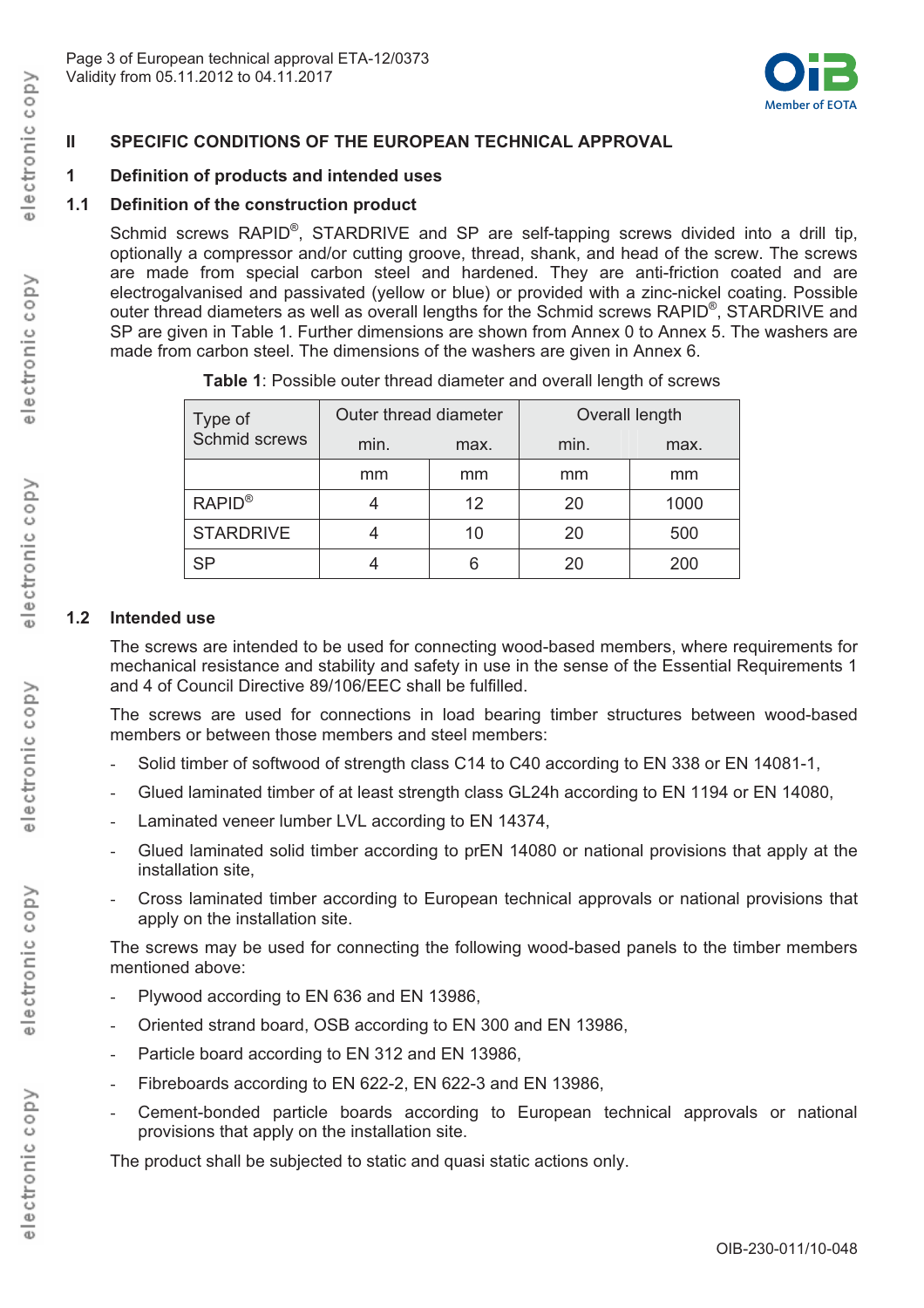## II SPECIFIC CONDITIONS OF THE EUROPEAN TECHNICAL APPROVAL

### 1 Definition of products and intended uses

### 1.1 Definition of the construction product

Schmid screws RAPID®, STARDRIVE and SP are self-tapping screws divided into a drill tip, optionally a compressor and/or cutting groove, thread, shank, and head of the screw. The screws are made from special carbon steel and hardened. They are anti-friction coated and are electrogalvanised and passivated (yellow or blue) or provided with a zinc-nickel coating. Possible outer thread diameters as well as overall lengths for the Schmid screws RAPID®, STARDRIVE and SP are given in Table 1. Further dimensions are shown from Annex 0 to Annex 5. The washers are made from carbon steel. The dimensions of the washers are given in Annex 6.

**Table 1**: Possible outer thread diameter and overall length of screws

| Type of Schmid screws | Outer thread diameter | | Overall length | |
|---|---|---|---|---|
| | min. | max. | min. | max. |
| | mm | mm | mm | mm |
| RAPID® | 4 | 12 | 20 | 1000 |
| STARDRIVE | 4 | 10 | 20 | 500 |
| SP | 4 | 6 | 20 | 200 |

### 1.2 Intended use

The screws are intended to be used for connecting wood-based members, where requirements for mechanical resistance and stability and safety in use in the sense of the Essential Requirements 1 and 4 of Council Directive 89/106/EEC shall be fulfilled.

The screws are used for connections in load bearing timber structures between wood-based members or between those members and steel members:

- Solid timber of softwood of strength class C14 to C40 according to EN 338 or EN 14081-1,
- Glued laminated timber of at least strength class GL24h according to EN 1194 or EN 14080,
- Laminated veneer lumber LVL according to EN 14374,
- Glued laminated solid timber according to prEN 14080 or national provisions that apply at the installation site,
- Cross laminated timber according to European technical approvals or national provisions that apply on the installation site.

The screws may be used for connecting the following wood-based panels to the timber members mentioned above:

- Plywood according to EN 636 and EN 13986,
- Oriented strand board, OSB according to EN 300 and EN 13986,
- Particle board according to EN 312 and EN 13986,
- Fibreboards according to EN 622-2, EN 622-3 and EN 13986,
- Cement-bonded particle boards according to European technical approvals or national provisions that apply on the installation site.

The product shall be subjected to static and quasi static actions only.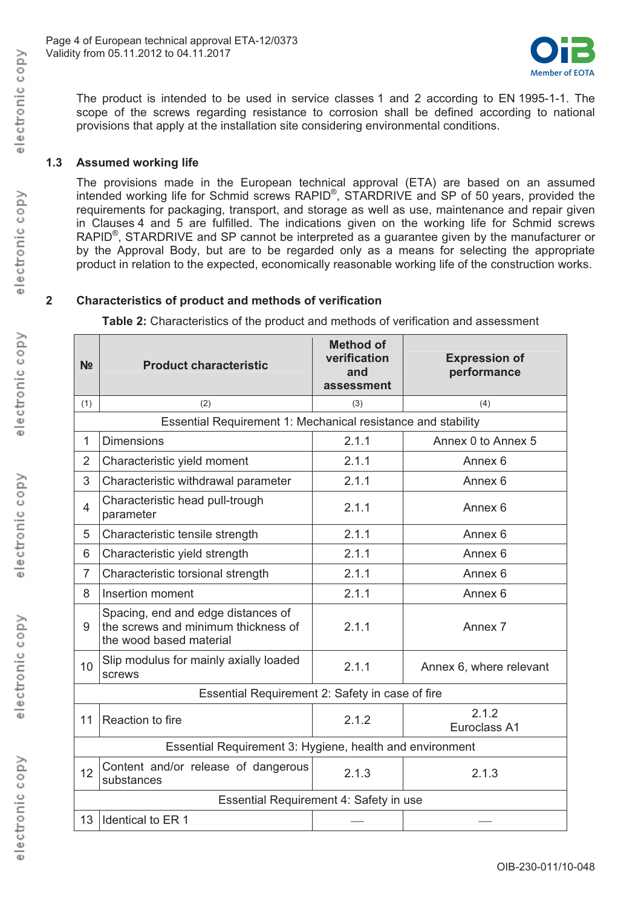The product is intended to be used in service classes 1 and 2 according to EN 1995-1-1. The scope of the screws regarding resistance to corrosion shall be defined according to national provisions that apply at the installation site considering environmental conditions.

## 1.3 Assumed working life

The provisions made in the European technical approval (ETA) are based on an assumed intended working life for Schmid screws RAPID®, STARDRIVE and SP of 50 years, provided the requirements for packaging, transport, and storage as well as use, maintenance and repair given in Clauses 4 and 5 are fulfilled. The indications given on the working life for Schmid screws RAPID®, STARDRIVE and SP cannot be interpreted as a guarantee given by the manufacturer or by the Approval Body, but are to be regarded only as a means for selecting the appropriate product in relation to the expected, economically reasonable working life of the construction works.

## 2 Characteristics of product and methods of verification

**Table 2:** Characteristics of the product and methods of verification and assessment

| № | Product characteristic | Method of verification and assessment | Expression of performance |
|---|---|---|---|
| (1) | (2) | (3) | (4) |
| Essential Requirement 1: Mechanical resistance and stability | | | |
| 1 | Dimensions | 2.1.1 | Annex 0 to Annex 5 |
| 2 | Characteristic yield moment | 2.1.1 | Annex 6 |
| 3 | Characteristic withdrawal parameter | 2.1.1 | Annex 6 |
| 4 | Characteristic head pull-trough parameter | 2.1.1 | Annex 6 |
| 5 | Characteristic tensile strength | 2.1.1 | Annex 6 |
| 6 | Characteristic yield strength | 2.1.1 | Annex 6 |
| 7 | Characteristic torsional strength | 2.1.1 | Annex 6 |
| 8 | Insertion moment | 2.1.1 | Annex 6 |
| 9 | Spacing, end and edge distances of the screws and minimum thickness of the wood based material | 2.1.1 | Annex 7 |
| 10 | Slip modulus for mainly axially loaded screws | 2.1.1 | Annex 6, where relevant |
| Essential Requirement 2: Safety in case of fire | | | |
| 11 | Reaction to fire | 2.1.2 | 2.1.2 Euroclass A1 |
| Essential Requirement 3: Hygiene, health and environment | | | |
| 12 | Content and/or release of dangerous substances | 2.1.3 | 2.1.3 |
| Essential Requirement 4: Safety in use | | | |
| 13 | Identical to ER 1 | — | — |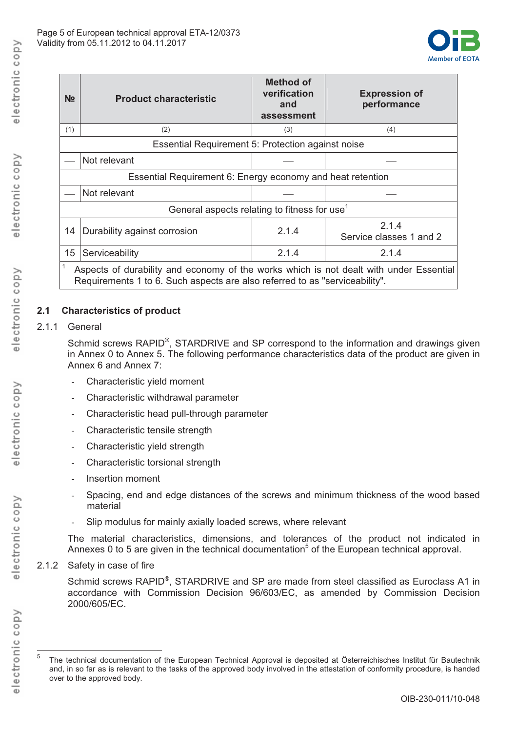| № | Product characteristic | Method of verification and assessment | Expression of performance |
|---|---|---|---|
| (1) | (2) | (3) | (4) |
| Essential Requirement 5: Protection against noise | | | |
| — | Not relevant | — | — |
| Essential Requirement 6: Energy economy and heat retention | | | |
| — | Not relevant | — | — |
| General aspects relating to fitness for use[1] | | | |
| 14 | Durability against corrosion | 2.1.4 | 2.1.4 Service classes 1 and 2 |
| 15 | Serviceability | 2.1.4 | 2.1.4 |

[1] Aspects of durability and economy of the works which is not dealt with under Essential Requirements 1 to 6. Such aspects are also referred to as "serviceability".

## 2.1 Characteristics of product

### 2.1.1 General

Schmid screws RAPID®, STARDRIVE and SP correspond to the information and drawings given in Annex 0 to Annex 5. The following performance characteristics data of the product are given in Annex 6 and Annex 7:

- Characteristic yield moment
- Characteristic withdrawal parameter
- Characteristic head pull-through parameter
- Characteristic tensile strength
- Characteristic yield strength
- Characteristic torsional strength
- Insertion moment
- Spacing, end and edge distances of the screws and minimum thickness of the wood based material
- Slip modulus for mainly axially loaded screws, where relevant

The material characteristics, dimensions, and tolerances of the product not indicated in Annexes 0 to 5 are given in the technical documentation[5] of the European technical approval.

### 2.1.2 Safety in case of fire

Schmid screws RAPID®, STARDRIVE and SP are made from steel classified as Euroclass A1 in accordance with Commission Decision 96/603/EC, as amended by Commission Decision 2000/605/EC.

[5] The technical documentation of the European Technical Approval is deposited at Österreichisches Institut für Bautechnik and, in so far as is relevant to the tasks of the approved body involved in the attestation of conformity procedure, is handed over to the approved body.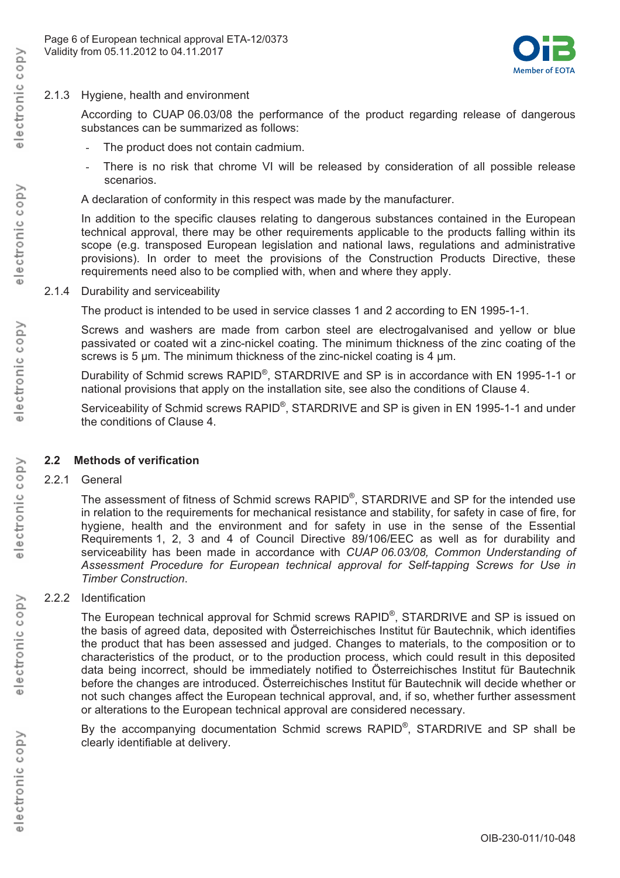2.1.3 Hygiene, health and environment

According to CUAP 06.03/08 the performance of the product regarding release of dangerous substances can be summarized as follows:

- The product does not contain cadmium.
- There is no risk that chrome VI will be released by consideration of all possible release scenarios.

A declaration of conformity in this respect was made by the manufacturer.

In addition to the specific clauses relating to dangerous substances contained in the European technical approval, there may be other requirements applicable to the products falling within its scope (e.g. transposed European legislation and national laws, regulations and administrative provisions). In order to meet the provisions of the Construction Products Directive, these requirements need also to be complied with, when and where they apply.

2.1.4 Durability and serviceability

The product is intended to be used in service classes 1 and 2 according to EN 1995-1-1.

Screws and washers are made from carbon steel are electrogalvanised and yellow or blue passivated or coated wit a zinc-nickel coating. The minimum thickness of the zinc coating of the screws is 5 µm. The minimum thickness of the zinc-nickel coating is 4 µm.

Durability of Schmid screws RAPID®, STARDRIVE and SP is in accordance with EN 1995-1-1 or national provisions that apply on the installation site, see also the conditions of Clause 4.

Serviceability of Schmid screws RAPID®, STARDRIVE and SP is given in EN 1995-1-1 and under the conditions of Clause 4.

## 2.2 Methods of verification

2.2.1 General

The assessment of fitness of Schmid screws RAPID®, STARDRIVE and SP for the intended use in relation to the requirements for mechanical resistance and stability, for safety in case of fire, for hygiene, health and the environment and for safety in use in the sense of the Essential Requirements 1, 2, 3 and 4 of Council Directive 89/106/EEC as well as for durability and serviceability has been made in accordance with *CUAP 06.03/08, Common Understanding of Assessment Procedure for European technical approval for Self-tapping Screws for Use in Timber Construction*.

2.2.2 Identification

The European technical approval for Schmid screws RAPID®, STARDRIVE and SP is issued on the basis of agreed data, deposited with Österreichisches Institut für Bautechnik, which identifies the product that has been assessed and judged. Changes to materials, to the composition or to characteristics of the product, or to the production process, which could result in this deposited data being incorrect, should be immediately notified to Österreichisches Institut für Bautechnik before the changes are introduced. Österreichisches Institut für Bautechnik will decide whether or not such changes affect the European technical approval, and, if so, whether further assessment or alterations to the European technical approval are considered necessary.

By the accompanying documentation Schmid screws RAPID®, STARDRIVE and SP shall be clearly identifiable at delivery.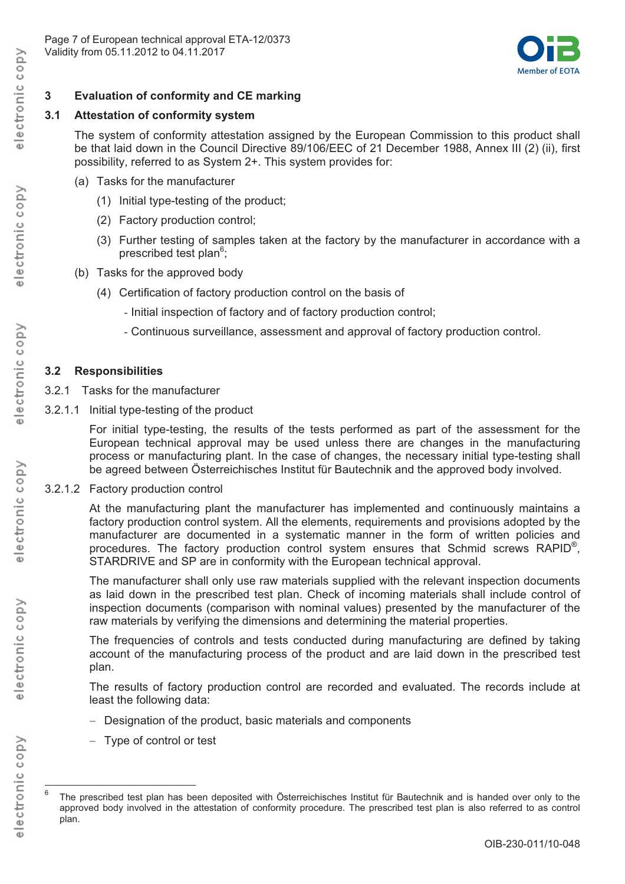## 3 Evaluation of conformity and CE marking

### 3.1 Attestation of conformity system

The system of conformity attestation assigned by the European Commission to this product shall be that laid down in the Council Directive 89/106/EEC of 21 December 1988, Annex III (2) (ii), first possibility, referred to as System 2+. This system provides for:

(a) Tasks for the manufacturer

(1) Initial type-testing of the product;

(2) Factory production control;

(3) Further testing of samples taken at the factory by the manufacturer in accordance with a prescribed test plan[6];

(b) Tasks for the approved body

(4) Certification of factory production control on the basis of

- Initial inspection of factory and of factory production control;
- Continuous surveillance, assessment and approval of factory production control.

### 3.2 Responsibilities

3.2.1 Tasks for the manufacturer

3.2.1.1 Initial type-testing of the product

For initial type-testing, the results of the tests performed as part of the assessment for the European technical approval may be used unless there are changes in the manufacturing process or manufacturing plant. In the case of changes, the necessary initial type-testing shall be agreed between Österreichisches Institut für Bautechnik and the approved body involved.

3.2.1.2 Factory production control

At the manufacturing plant the manufacturer has implemented and continuously maintains a factory production control system. All the elements, requirements and provisions adopted by the manufacturer are documented in a systematic manner in the form of written policies and procedures. The factory production control system ensures that Schmid screws RAPID®, STARDRIVE and SP are in conformity with the European technical approval.

The manufacturer shall only use raw materials supplied with the relevant inspection documents as laid down in the prescribed test plan. Check of incoming materials shall include control of inspection documents (comparison with nominal values) presented by the manufacturer of the raw materials by verifying the dimensions and determining the material properties.

The frequencies of controls and tests conducted during manufacturing are defined by taking account of the manufacturing process of the product and are laid down in the prescribed test plan.

The results of factory production control are recorded and evaluated. The records include at least the following data:

– Designation of the product, basic materials and components

– Type of control or test

[6] The prescribed test plan has been deposited with Österreichisches Institut für Bautechnik and is handed over only to the approved body involved in the attestation of conformity procedure. The prescribed test plan is also referred to as control plan.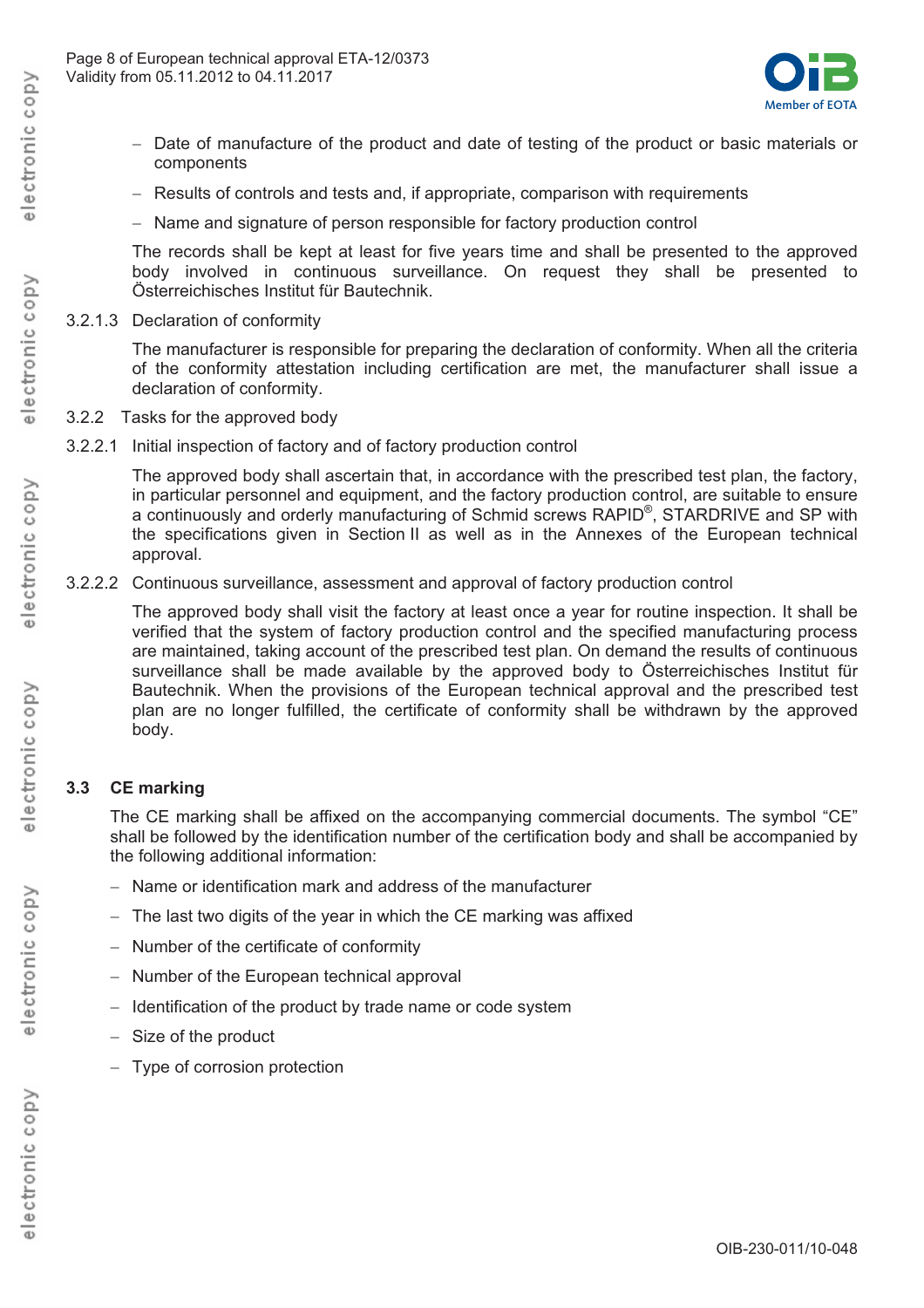- Date of manufacture of the product and date of testing of the product or basic materials or components
- Results of controls and tests and, if appropriate, comparison with requirements
- Name and signature of person responsible for factory production control

The records shall be kept at least for five years time and shall be presented to the approved body involved in continuous surveillance. On request they shall be presented to Österreichisches Institut für Bautechnik.

3.2.1.3 Declaration of conformity

The manufacturer is responsible for preparing the declaration of conformity. When all the criteria of the conformity attestation including certification are met, the manufacturer shall issue a declaration of conformity.

3.2.2 Tasks for the approved body

3.2.2.1 Initial inspection of factory and of factory production control

The approved body shall ascertain that, in accordance with the prescribed test plan, the factory, in particular personnel and equipment, and the factory production control, are suitable to ensure a continuously and orderly manufacturing of Schmid screws RAPID®, STARDRIVE and SP with the specifications given in Section II as well as in the Annexes of the European technical approval.

3.2.2.2 Continuous surveillance, assessment and approval of factory production control

The approved body shall visit the factory at least once a year for routine inspection. It shall be verified that the system of factory production control and the specified manufacturing process are maintained, taking account of the prescribed test plan. On demand the results of continuous surveillance shall be made available by the approved body to Österreichisches Institut für Bautechnik. When the provisions of the European technical approval and the prescribed test plan are no longer fulfilled, the certificate of conformity shall be withdrawn by the approved body.

## 3.3 CE marking

The CE marking shall be affixed on the accompanying commercial documents. The symbol "CE" shall be followed by the identification number of the certification body and shall be accompanied by the following additional information:

- Name or identification mark and address of the manufacturer
- The last two digits of the year in which the CE marking was affixed
- Number of the certificate of conformity
- Number of the European technical approval
- Identification of the product by trade name or code system
- Size of the product
- Type of corrosion protection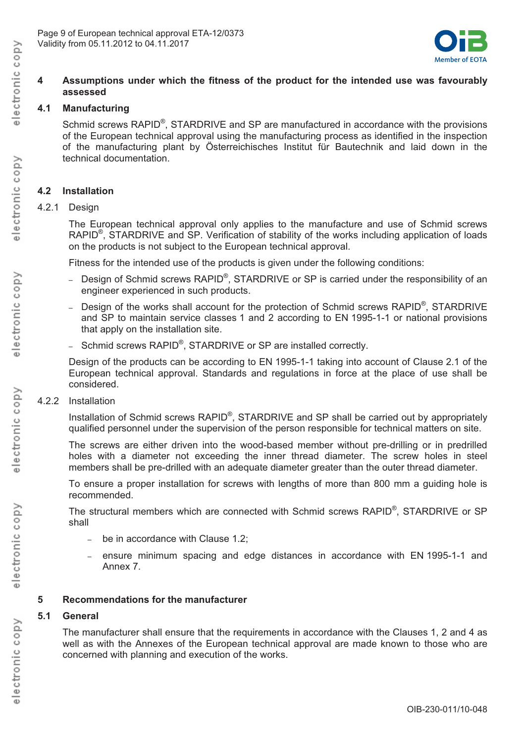## 4 Assumptions under which the fitness of the product for the intended use was favourably assessed

### 4.1 Manufacturing

Schmid screws RAPID®, STARDRIVE and SP are manufactured in accordance with the provisions of the European technical approval using the manufacturing process as identified in the inspection of the manufacturing plant by Österreichisches Institut für Bautechnik and laid down in the technical documentation.

### 4.2 Installation

#### 4.2.1 Design

The European technical approval only applies to the manufacture and use of Schmid screws RAPID®, STARDRIVE and SP. Verification of stability of the works including application of loads on the products is not subject to the European technical approval.

Fitness for the intended use of the products is given under the following conditions:

- Design of Schmid screws RAPID®, STARDRIVE or SP is carried under the responsibility of an engineer experienced in such products.
- Design of the works shall account for the protection of Schmid screws RAPID®, STARDRIVE and SP to maintain service classes 1 and 2 according to EN 1995-1-1 or national provisions that apply on the installation site.
- Schmid screws RAPID®, STARDRIVE or SP are installed correctly.

Design of the products can be according to EN 1995-1-1 taking into account of Clause 2.1 of the European technical approval. Standards and regulations in force at the place of use shall be considered.

#### 4.2.2 Installation

Installation of Schmid screws RAPID®, STARDRIVE and SP shall be carried out by appropriately qualified personnel under the supervision of the person responsible for technical matters on site.

The screws are either driven into the wood-based member without pre-drilling or in predrilled holes with a diameter not exceeding the inner thread diameter. The screw holes in steel members shall be pre-drilled with an adequate diameter greater than the outer thread diameter.

To ensure a proper installation for screws with lengths of more than 800 mm a guiding hole is recommended.

The structural members which are connected with Schmid screws RAPID®, STARDRIVE or SP shall

- be in accordance with Clause 1.2;
- ensure minimum spacing and edge distances in accordance with EN 1995-1-1 and Annex 7.

## 5 Recommendations for the manufacturer

### 5.1 General

The manufacturer shall ensure that the requirements in accordance with the Clauses 1, 2 and 4 as well as with the Annexes of the European technical approval are made known to those who are concerned with planning and execution of the works.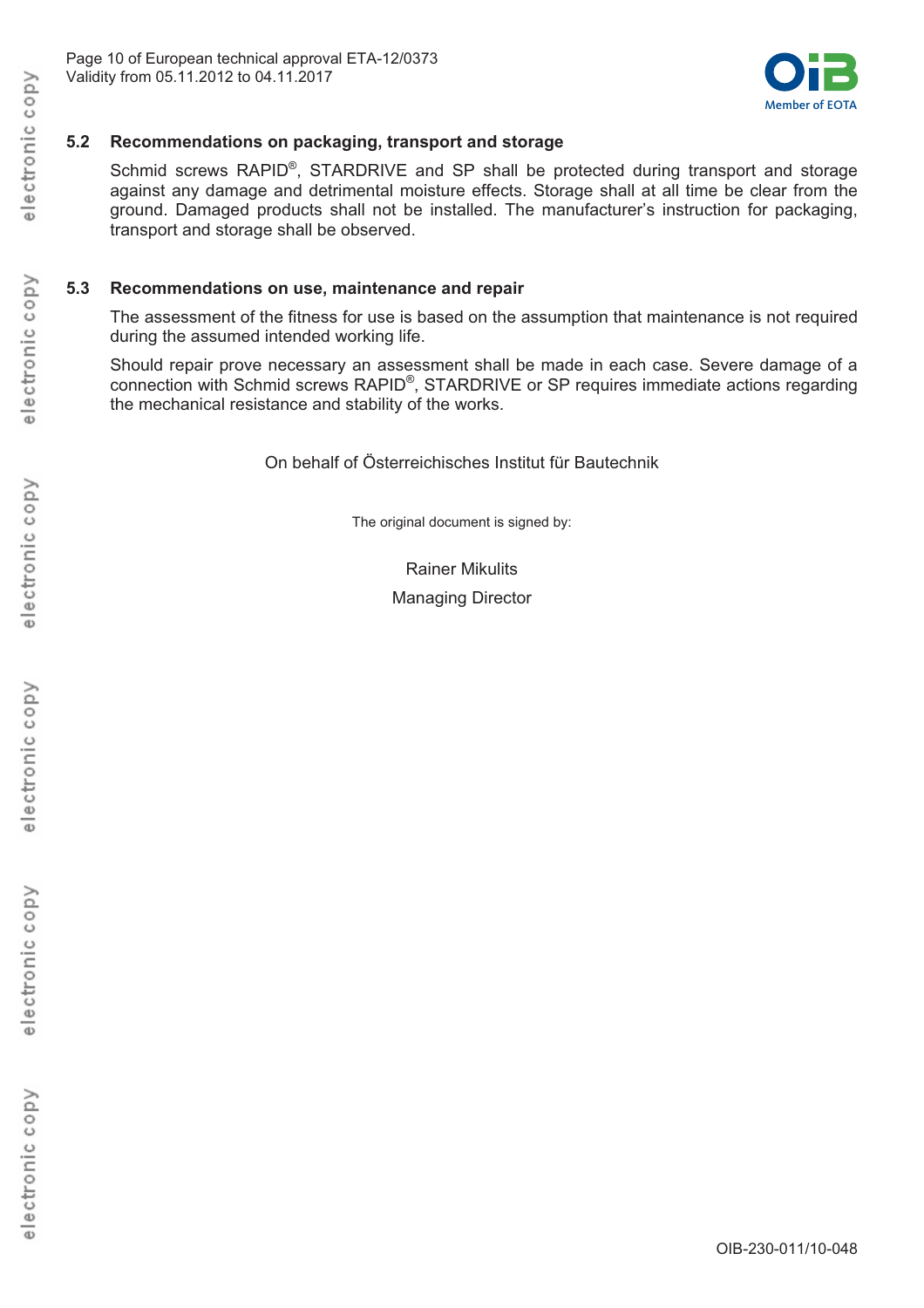## 5.2 Recommendations on packaging, transport and storage

Schmid screws RAPID®, STARDRIVE and SP shall be protected during transport and storage against any damage and detrimental moisture effects. Storage shall at all time be clear from the ground. Damaged products shall not be installed. The manufacturer's instruction for packaging, transport and storage shall be observed.

## 5.3 Recommendations on use, maintenance and repair

The assessment of the fitness for use is based on the assumption that maintenance is not required during the assumed intended working life.

Should repair prove necessary an assessment shall be made in each case. Severe damage of a connection with Schmid screws RAPID®, STARDRIVE or SP requires immediate actions regarding the mechanical resistance and stability of the works.

On behalf of Österreichisches Institut für Bautechnik

The original document is signed by:

Rainer Mikulits

Managing Director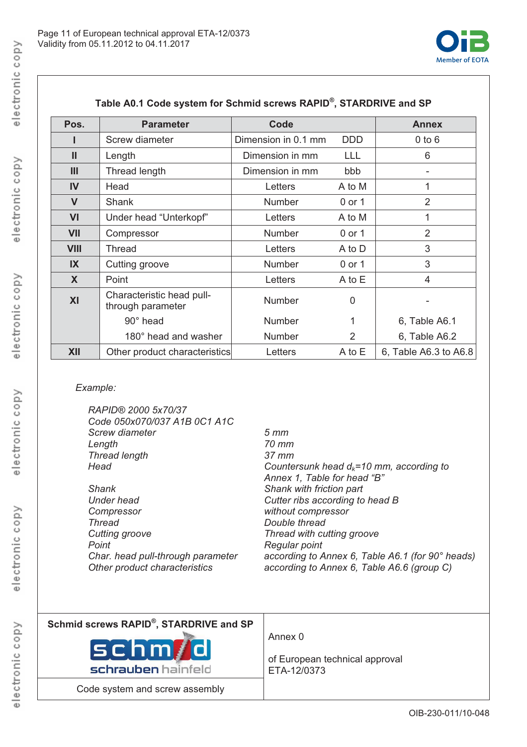**Table A0.1 Code system for Schmid screws RAPID®, STARDRIVE and SP**

| Pos. | Parameter | Code | | Annex |
|---|---|---|---|---|
| I | Screw diameter | Dimension in 0.1 mm | DDD | 0 to 6 |
| II | Length | Dimension in mm | LLL | 6 |
| III | Thread length | Dimension in mm | bbb | - |
| IV | Head | Letters | A to M | 1 |
| V | Shank | Number | 0 or 1 | 2 |
| VI | Under head "Unterkopf" | Letters | A to M | 1 |
| VII | Compressor | Number | 0 or 1 | 2 |
| VIII | Thread | Letters | A to D | 3 |
| IX | Cutting groove | Number | 0 or 1 | 3 |
| X | Point | Letters | A to E | 4 |
| XI | Characteristic head pull-through parameter | Number | 0 | - |
| | 90° head | Number | 1 | 6, Table A6.1 |
| | 180° head and washer | Number | 2 | 6, Table A6.2 |
| XII | Other product characteristics | Letters | A to E | 6, Table A6.3 to A6.8 |

*Example:*

*RAPID® 2000 5x70/37*
*Code 050x070/037 A1B 0C1 A1C*

| | |
|---|---|
| *Screw diameter* | *5 mm* |
| *Length* | *70 mm* |
| *Thread length* | *37 mm* |
| *Head* | *Countersunk head $d_k$=10 mm, according to Annex 1, Table for head "B"* |
| *Shank* | *Shank with friction part* |
| *Under head* | *Cutter ribs according to head B* |
| *Compressor* | *without compressor* |
| *Thread* | *Double thread* |
| *Cutting groove* | *Thread with cutting groove* |
| *Point* | *Regular point* |
| *Char. head pull-through parameter* | *according to Annex 6, Table A6.1 (for 90° heads)* |
| *Other product characteristics* | *according to Annex 6, Table A6.6 (group C)* |

**Schmid screws RAPID®, STARDRIVE and SP**

schmid schrauben hainfeld

Code system and screw assembly

Annex 0

of European technical approval
ETA-12/0373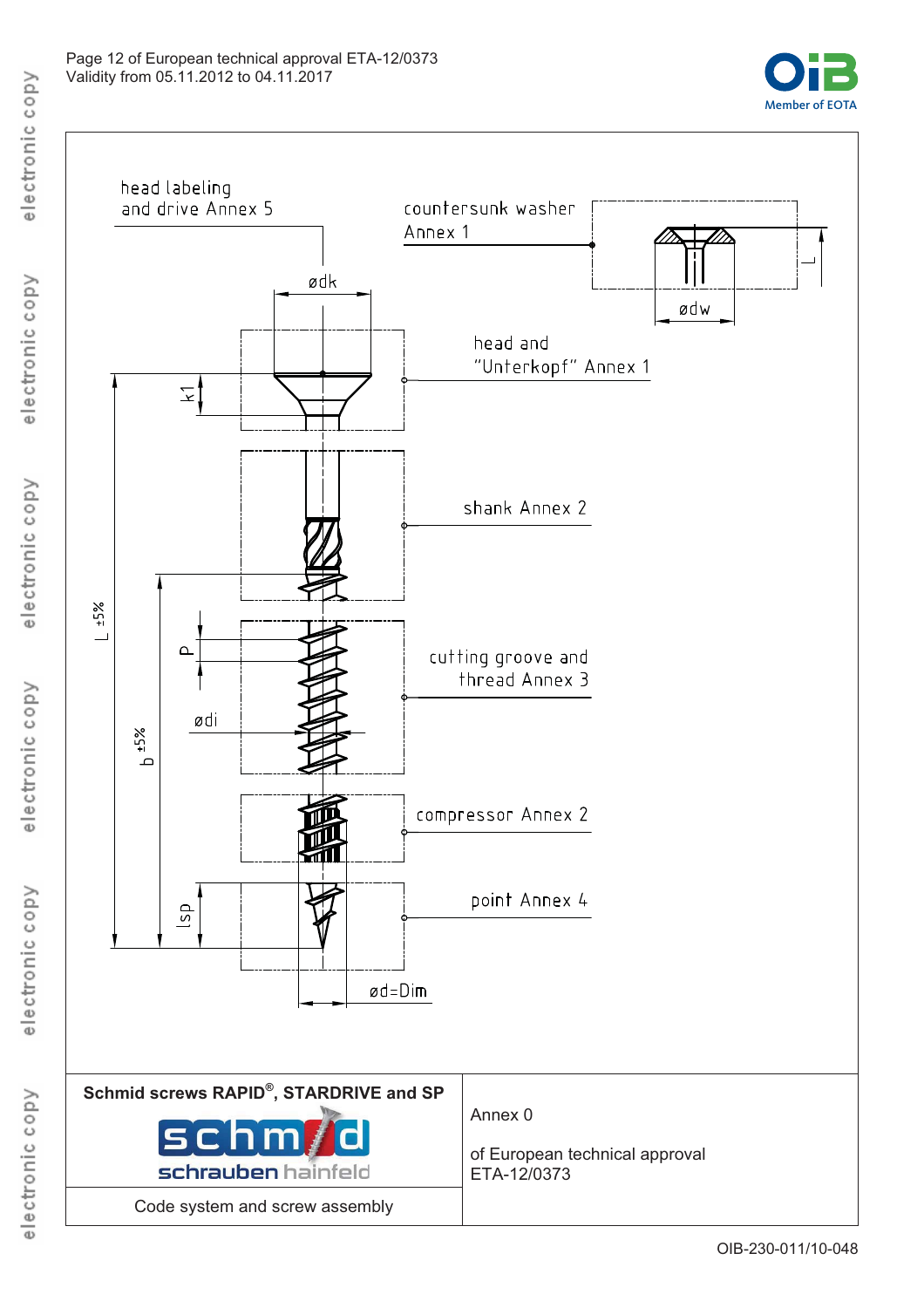head labeling and drive Annex 5

countersunk washer Annex 1

ødk

ødw

L

head and "Unterkopf" Annex 1

k1

shank Annex 2

L ±5%

b ±5%

P

cutting groove and thread Annex 3

ødi

compressor Annex 2

point Annex 4

lsp

ød=Dim

| Schmid screws RAPID®, STARDRIVE and SP | Annex 0 of European technical approval ETA-12/0373 |
|---|---|
| Code system and screw assembly | |

OIB-230-011/10-048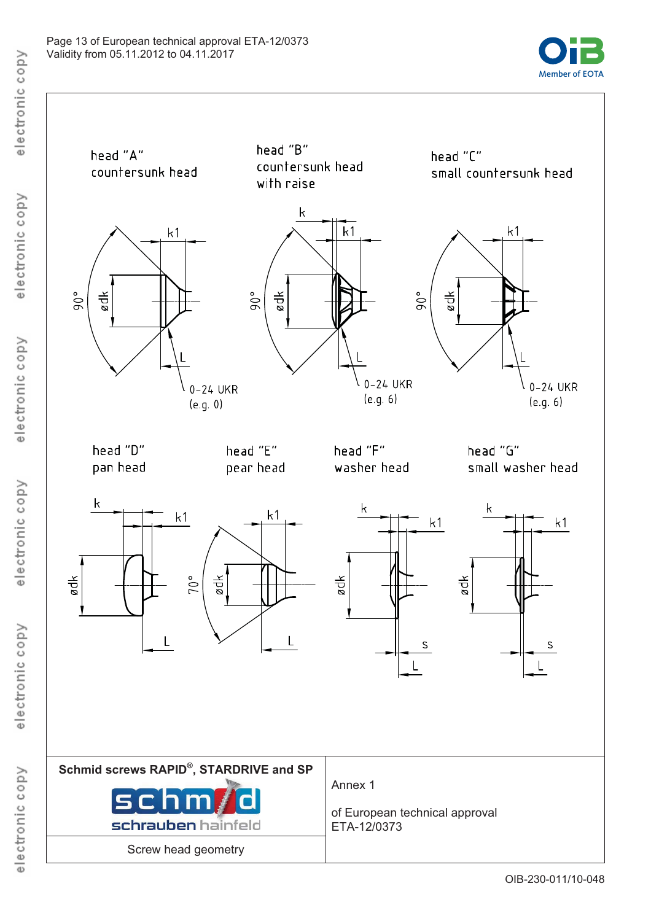head "A"
countersunk head

90°
ødk
k1
L
0–24 UKR
(e.g. 0)

head "B"
countersunk head
with raise

90°
ødk
k
k1
L
0–24 UKR
(e.g. 6)

head "C"
small countersunk head

90°
ødk
k1
L
0–24 UKR
(e.g. 6)

head "D"
pan head

ødk
k
k1
L

head "E"
pear head

70°
ødk
k1
L

head "F"
washer head

ødk
k
k1
s
L

head "G"
small washer head

ødk
k
k1
s
L

| | |
|---|---|
| **Schmid screws RAPID®, STARDRIVE and SP**<br>schmid schrauben hainfeld | Annex 1<br><br>of European technical approval<br>ETA-12/0373 |
| Screw head geometry | |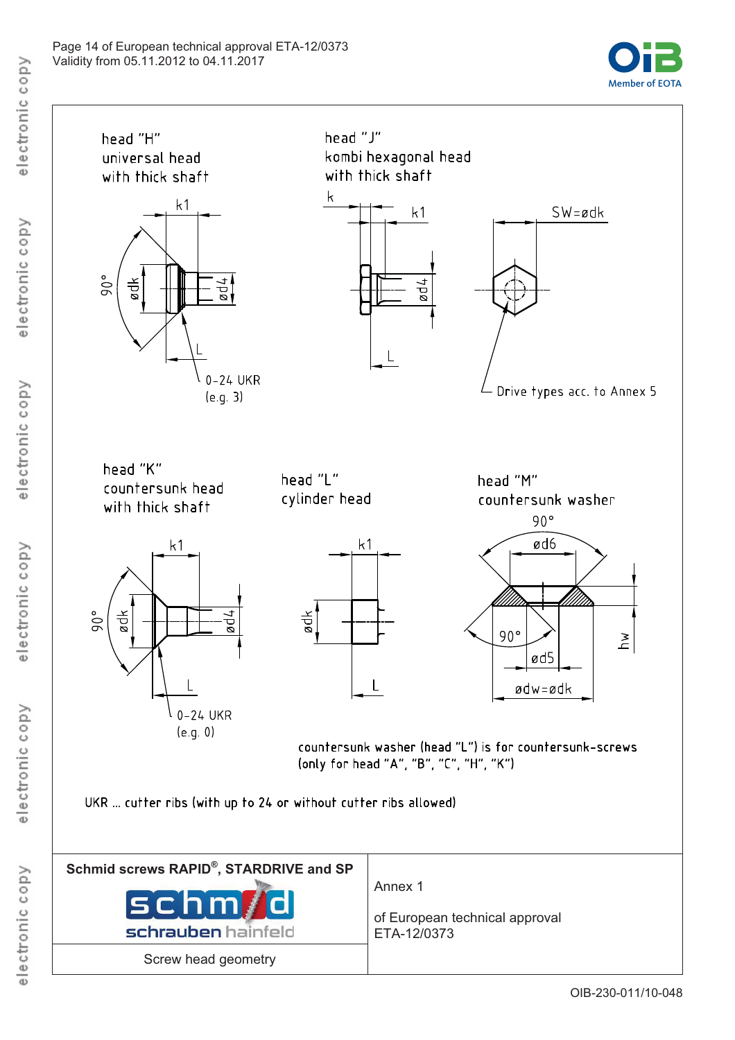head "H"
universal head
with thick shaft

k1

90°

ødk

ød4

L

0-24 UKR
(e.g. 3)

head "J"
kombi hexagonal head
with thick shaft

k

k1

ød4

L

SW=ødk

Drive types acc. to Annex 5

head "K"
countersunk head
with thick shaft

k1

90°

ødk

ød4

L

0-24 UKR
(e.g. 0)

head "L"
cylinder head

k1

ødk

L

head "M"
countersunk washer

90°

ød6

90°

ød5

ødw=ødk

hw

countersunk washer (head "L") is for countersunk-screws
(only for head "A", "B", "C", "H", "K")

UKR ... cutter ribs (with up to 24 or without cutter ribs allowed)

| | |
|---|---|
| **Schmid screws RAPID®, STARDRIVE and SP** <br> schmid schrauben hainfeld | Annex 1 <br><br> of European technical approval ETA-12/0373 |
| Screw head geometry | |

OIB-230-011/10-048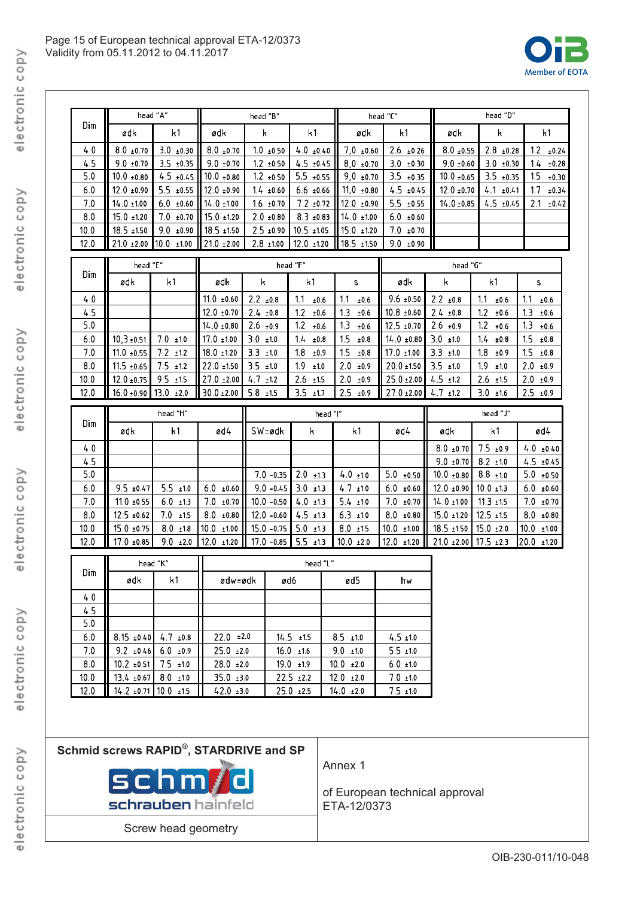| Dim | head "A" | | head "B" | | | head "C" | | head "D" | | |
|---|---|---|---|---|---|---|---|---|---|---|
| | ødk | k1 | ødk | k | k1 | ødk | k1 | ødk | k | k1 |
| 4.0 | 8.0 ±0.70 | 3.0 ±0.30 | 8.0 ±0.70 | 1.0 ±0.50 | 4.0 ±0.40 | 7,0 ±0.60 | 2.6 ±0.26 | 8.0 ±0.55 | 2.8 ±0.28 | 1.2 ±0.24 |
| 4.5 | 9.0 ±0.70 | 3.5 ±0.35 | 9.0 ±0.70 | 1.2 ±0.50 | 4.5 ±0.45 | 8,0 ±0.70 | 3.0 ±0.30 | 9.0 ±0.60 | 3.0 ±0.30 | 1.4 ±0.28 |
| 5.0 | 10.0 ±0.80 | 4.5 ±0.45 | 10.0 ±0.80 | 1.2 ±0.50 | 5.5 ±0.55 | 9,0 ±0.70 | 3.5 ±0.35 | 10.0 ±0.65 | 3.5 ±0.35 | 1.5 ±0.30 |
| 6.0 | 12.0 ±0.90 | 5.5 ±0.55 | 12.0 ±0.90 | 1.4 ±0.60 | 6.6 ±0.66 | 11,0 ±0.80 | 4.5 ±0.45 | 12.0 ±0.70 | 4.1 ±0.41 | 1.7 ±0.34 |
| 7.0 | 14.0 ±1.00 | 6.0 ±0.60 | 14.0 ±1.00 | 1.6 ±0.70 | 7.2 ±0.72 | 12.0 ±0.90 | 5.5 ±0.55 | 14.0 ±0.85 | 4.5 ±0.45 | 2.1 ±0.42 |
| 8.0 | 15.0 ±1.20 | 7.0 ±0.70 | 15.0 ±1.20 | 2.0 ±0.80 | 8.3 ±0.83 | 14.0 ±1.00 | 6.0 ±0.60 | | | |
| 10.0 | 18.5 ±1.50 | 9.0 ±0.90 | 18.5 ±1.50 | 2.5 ±0.90 | 10.5 ±1.05 | 15.0 ±1.20 | 7.0 ±0.70 | | | |
| 12.0 | 21.0 ±2.00 | 10.0 ±1.00 | 21.0 ±2.00 | 2.8 ±1.00 | 12.0 ±1.20 | 18.5 ±1.50 | 9.0 ±0.90 | | | |

| Dim | head "E" | | head "F" | | | | head "G" | | | |
|---|---|---|---|---|---|---|---|---|---|---|
| | ødk | k1 | ødk | k | k1 | s | ødk | k | k1 | s |
| 4.0 | | | 11.0 ±0.60 | 2.2 ±0.8 | 1.1 ±0.6 | 1.1 ±0.6 | 9.6 ±0.50 | 2.2 ±0.8 | 1.1 ±0.6 | 1.1 ±0.6 |
| 4.5 | | | 12.0 ±0.70 | 2.4 ±0.8 | 1.2 ±0.6 | 1.3 ±0.6 | 10.8 ±0.60 | 2.4 ±0.8 | 1.2 ±0.6 | 1.3 ±0.6 |
| 5.0 | | | 14.0 ±0.80 | 2.6 ±0.9 | 1.2 ±0.6 | 1.3 ±0.6 | 12.5 ±0.70 | 2.6 ±0.9 | 1.2 ±0.6 | 1.3 ±0.6 |
| 6.0 | 10,3 ±0.51 | 7.0 ±1.0 | 17.0 ±1.00 | 3.0 ±1.0 | 1.4 ±0.8 | 1.5 ±0.8 | 14.0 ±0.80 | 3.0 ±1.0 | 1.4 ±0.8 | 1.5 ±0.8 |
| 7.0 | 11.0 ±0.55 | 7.2 ±1.2 | 18.0 ±1.20 | 3.3 ±1.0 | 1.8 ±0.9 | 1.5 ±0.8 | 17.0 ±1.00 | 3.3 ±1.0 | 1.8 ±0.9 | 1.5 ±0.8 |
| 8.0 | 11.5 ±0.65 | 7.5 ±1.2 | 22.0 ±1.50 | 3.5 ±1.0 | 1.9 ±1.0 | 2.0 ±0.9 | 20.0 ±1.50 | 3.5 ±1.0 | 1.9 ±1.0 | 2.0 ±0.9 |
| 10.0 | 12.0 ±0.75 | 9.5 ±1.5 | 27.0 ±2.00 | 4.7 ±1.2 | 2.6 ±1.5 | 2.0 ±0.9 | 25.0 ±2.00 | 4.5 ±1.2 | 2.6 ±1.5 | 2.0 ±0.9 |
| 12.0 | 16.0 ±0.90 | 13.0 ±2.0 | 30.0 ±2.00 | 5.8 ±1.5 | 3.5 ±1.7 | 2.5 ±0.9 | 27.0 ±2.00 | 4.7 ±1.2 | 3.0 ±1.6 | 2.5 ±0.9 |

| Dim | head "H" | | | head "I" | | | | head "J" | | |
|---|---|---|---|---|---|---|---|---|---|---|
| | ødk | k1 | ød4 | SW=ødk | k | k1 | ød4 | ødk | k1 | ød4 |
| 4.0 | | | | | | | | 8.0 ±0.70 | 7.5 ±0.9 | 4.0 ±0.40 |
| 4.5 | | | | | | | | 9.0 ±0.70 | 8.2 ±1.0 | 4.5 ±0.45 |
| 5.0 | | | | 7.0 -0.35 | 2.0 ±1.3 | 4.0 ±1.0 | 5.0 ±0.50 | 10.0 ±0.80 | 8.8 ±1.0 | 5.0 ±0.50 |
| 6.0 | 9.5 ±0.47 | 5.5 ±1.0 | 6.0 ±0.60 | 9.0 -0.45 | 3.0 ±1.3 | 4.7 ±1.0 | 6.0 ±0.60 | 12.0 ±0.90 | 10.0 ±1.3 | 6.0 ±0.60 |
| 7.0 | 11.0 ±0.55 | 6.0 ±1.3 | 7.0 ±0.70 | 10.0 -0.50 | 4.0 ±1.3 | 5.4 ±1.0 | 7.0 ±0.70 | 14.0 ±1.00 | 11.3 ±1.5 | 7.0 ±0.70 |
| 8.0 | 12.5 ±0.62 | 7.0 ±1.5 | 8.0 ±0.80 | 12.0 -0.60 | 4.5 ±1.3 | 6.3 ±1.0 | 8.0 ±0.80 | 15.0 ±1.20 | 12.5 ±1.5 | 8.0 ±0.80 |
| 10.0 | 15.0 ±0.75 | 8.0 ±1.8 | 10.0 ±1.00 | 15.0 -0.75 | 5.0 ±1.3 | 8.0 ±1.5 | 10.0 ±1.00 | 18.5 ±1.50 | 15.0 ±2.0 | 10.0 ±1.00 |
| 12.0 | 17.0 ±0.85 | 9.0 ±2.0 | 12.0 ±1.20 | 17.0 -0.85 | 5.5 ±1.3 | 10.0 ±2.0 | 12.0 ±1.20 | 21.0 ±2.00 | 17.5 ±2.3 | 20.0 ±1.20 |

| Dim | head "K" | | head "L" | | | |
|---|---|---|---|---|---|---|
| | ødk | k1 | ødw=ødk | ød6 | ød5 | hw |
| 4.0 | | | | | | |
| 4.5 | | | | | | |
| 5.0 | | | | | | |
| 6.0 | 8.15 ±0.40 | 4.7 ±0.8 | 22.0 ±2.0 | 14.5 ±1.5 | 8.5 ±1.0 | 4.5 ±1.0 |
| 7.0 | 9.2 ±0.46 | 6.0 ±0.9 | 25.0 ±2.0 | 16.0 ±1.6 | 9.0 ±1.0 | 5.5 ±1.0 |
| 8.0 | 10.2 ±0.51 | 7.5 ±1.0 | 28.0 ±2.0 | 19.0 ±1.9 | 10.0 ±2.0 | 6.0 ±1.0 |
| 10.0 | 13.4 ±0.67 | 8.0 ±1.0 | 35.0 ±3.0 | 22.5 ±2.2 | 12.0 ±2.0 | 7.0 ±1.0 |
| 12.0 | 14.2 ±0.71 | 10.0 ±1.5 | 42.0 ±3.0 | 25.0 ±2.5 | 14.0 ±2.0 | 7.5 ±1.0 |

**Schmid screws RAPID®, STARDRIVE and SP**

schmid schrauben hainfeld

Screw head geometry

Annex 1

of European technical approval ETA-12/0373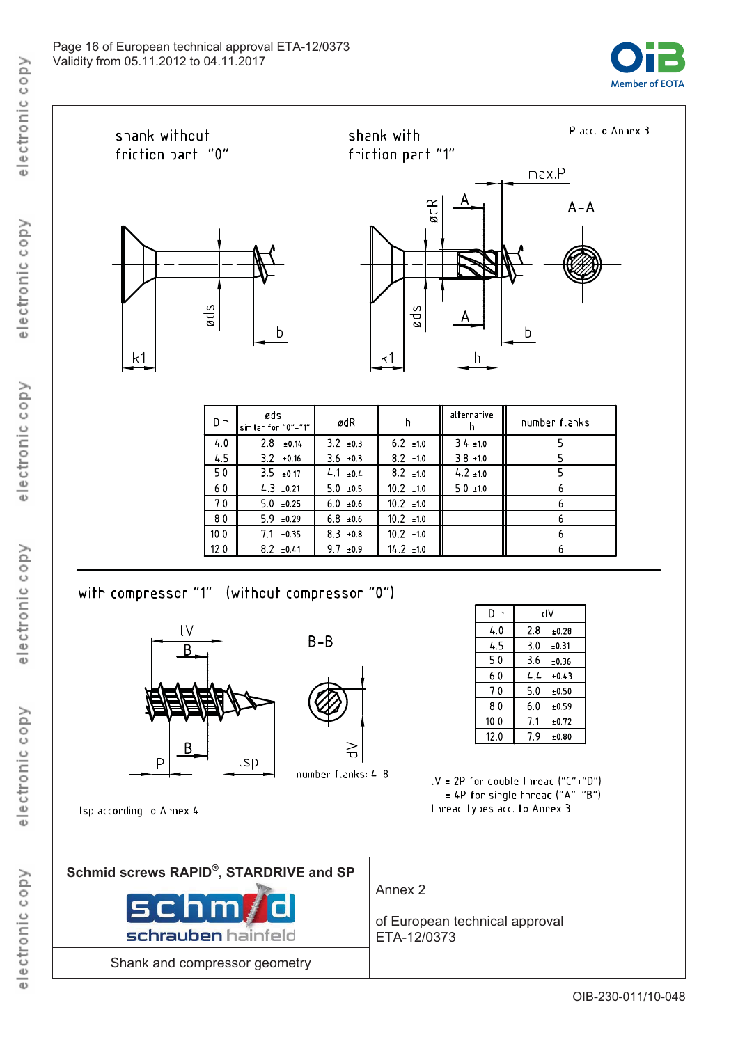shank without friction part "0"

shank with friction part "1"

P acc.to Annex 3

| Dim | øds similar for "0"+"1" | ødR | h | alternative h | number flanks |
|---|---|---|---|---|---|
| 4.0 | 2.8 ±0.14 | 3.2 ±0.3 | 6.2 ±1.0 | 3.4 ±1.0 | 5 |
| 4.5 | 3.2 ±0.16 | 3.6 ±0.3 | 8.2 ±1.0 | 3.8 ±1.0 | 5 |
| 5.0 | 3.5 ±0.17 | 4.1 ±0.4 | 8.2 ±1.0 | 4.2 ±1.0 | 5 |
| 6.0 | 4.3 ±0.21 | 5.0 ±0.5 | 10.2 ±1.0 | 5.0 ±1.0 | 6 |
| 7.0 | 5.0 ±0.25 | 6.0 ±0.6 | 10.2 ±1.0 | | 6 |
| 8.0 | 5.9 ±0.29 | 6.8 ±0.6 | 10.2 ±1.0 | | 6 |
| 10.0 | 7.1 ±0.35 | 8.3 ±0.8 | 10.2 ±1.0 | | 6 |
| 12.0 | 8.2 ±0.41 | 9.7 ±0.9 | 14.2 ±1.0 | | 6 |

with compressor "1" (without compressor "0")

number flanks: 4-8

lsp according to Annex 4

| Dim | dV |
|---|---|
| 4.0 | 2.8 ±0.28 |
| 4.5 | 3.0 ±0.31 |
| 5.0 | 3.6 ±0.36 |
| 6.0 | 4.4 ±0.43 |
| 7.0 | 5.0 ±0.50 |
| 8.0 | 6.0 ±0.59 |
| 10.0 | 7.1 ±0.72 |
| 12.0 | 7.9 ±0.80 |

lV = 2P for double thread ("C"+"D")
= 4P for single thread ("A"+"B")
thread types acc. to Annex 3

**Schmid screws RAPID®, STARDRIVE and SP**

schmid schrauben hainfeld

Shank and compressor geometry

Annex 2

of European technical approval
ETA-12/0373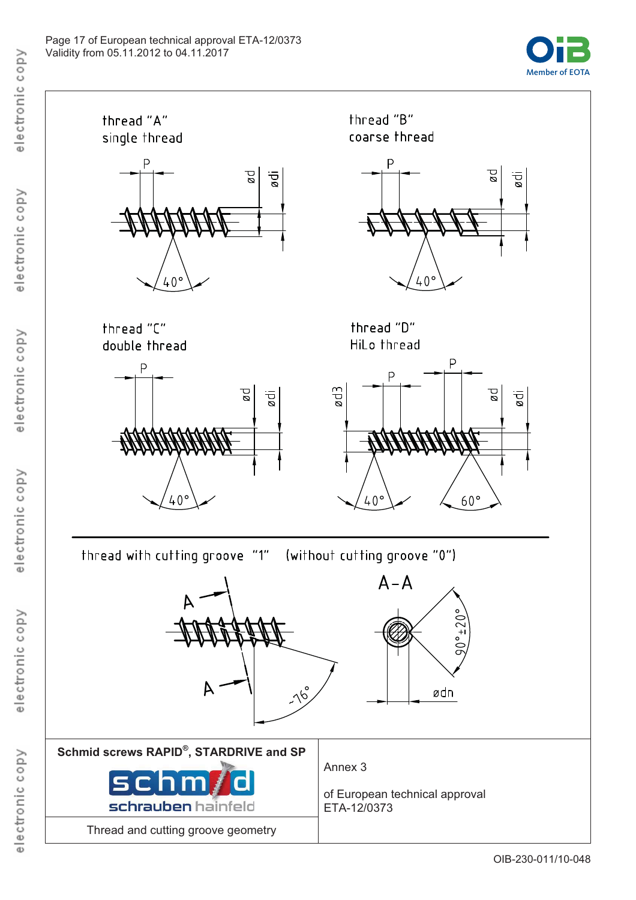thread "A"
single thread

P
ød
ødi
40°

thread "B"
coarse thread

P
ød
ødi
40°

thread "C"
double thread

P
ød
ødi
40°

thread "D"
HiLo thread

P
P
ød3
ød
ødi
40°
60°

thread with cutting groove "1" (without cutting groove "0")

A
A
~76°

A–A

90°±20°
ødn

| | |
|---|---|
| **Schmid screws RAPID®, STARDRIVE and SP** | Annex 3<br><br>of European technical approval ETA-12/0373 |
| schmid schrauben hainfeld | |
| Thread and cutting groove geometry | |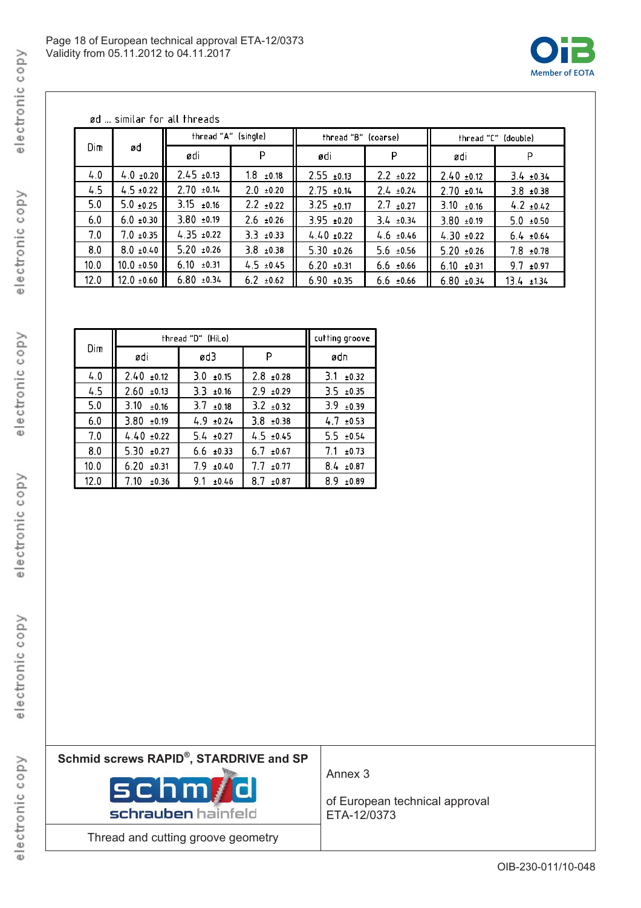ød ... similar for all threads

| Dim | ød | thread "A" (single) | | thread "B" (coarse) | | thread "C" (double) | |
|---|---|---|---|---|---|---|---|
| | | ødi | P | ødi | P | ødi | P |
| 4.0 | 4.0 ±0.20 | 2.45 ±0.13 | 1.8 ±0.18 | 2.55 ±0.13 | 2.2 ±0.22 | 2.40 ±0.12 | 3.4 ±0.34 |
| 4.5 | 4.5 ±0.22 | 2.70 ±0.14 | 2.0 ±0.20 | 2.75 ±0.14 | 2.4 ±0.24 | 2.70 ±0.14 | 3.8 ±0.38 |
| 5.0 | 5.0 ±0.25 | 3.15 ±0.16 | 2.2 ±0.22 | 3.25 ±0.17 | 2.7 ±0.27 | 3.10 ±0.16 | 4.2 ±0.42 |
| 6.0 | 6.0 ±0.30 | 3.80 ±0.19 | 2.6 ±0.26 | 3.95 ±0.20 | 3.4 ±0.34 | 3.80 ±0.19 | 5.0 ±0.50 |
| 7.0 | 7.0 ±0.35 | 4.35 ±0.22 | 3.3 ±0.33 | 4.40 ±0.22 | 4.6 ±0.46 | 4.30 ±0.22 | 6.4 ±0.64 |
| 8.0 | 8.0 ±0.40 | 5.20 ±0.26 | 3.8 ±0.38 | 5.30 ±0.26 | 5.6 ±0.56 | 5.20 ±0.26 | 7.8 ±0.78 |
| 10.0 | 10.0 ±0.50 | 6.10 ±0.31 | 4.5 ±0.45 | 6.20 ±0.31 | 6.6 ±0.66 | 6.10 ±0.31 | 9.7 ±0.97 |
| 12.0 | 12.0 ±0.60 | 6.80 ±0.34 | 6.2 ±0.62 | 6.90 ±0.35 | 6.6 ±0.66 | 6.80 ±0.34 | 13.4 ±1.34 |

| Dim | thread "D" (HiLo) | | | cutting groove |
|---|---|---|---|---|
| | ødi | ød3 | P | ødn |
| 4.0 | 2.40 ±0.12 | 3.0 ±0.15 | 2.8 ±0.28 | 3.1 ±0.32 |
| 4.5 | 2.60 ±0.13 | 3.3 ±0.16 | 2.9 ±0.29 | 3.5 ±0.35 |
| 5.0 | 3.10 ±0.16 | 3.7 ±0.18 | 3.2 ±0.32 | 3.9 ±0.39 |
| 6.0 | 3.80 ±0.19 | 4.9 ±0.24 | 3.8 ±0.38 | 4.7 ±0.53 |
| 7.0 | 4.40 ±0.22 | 5.4 ±0.27 | 4.5 ±0.45 | 5.5 ±0.54 |
| 8.0 | 5.30 ±0.27 | 6.6 ±0.33 | 6.7 ±0.67 | 7.1 ±0.73 |
| 10.0 | 6.20 ±0.31 | 7.9 ±0.40 | 7.7 ±0.77 | 8.4 ±0.87 |
| 12.0 | 7.10 ±0.36 | 9.1 ±0.46 | 8.7 ±0.87 | 8.9 ±0.89 |

**Schmid screws RAPID®, STARDRIVE and SP**

schmid schrauben hainfeld

Thread and cutting groove geometry

Annex 3

of European technical approval ETA-12/0373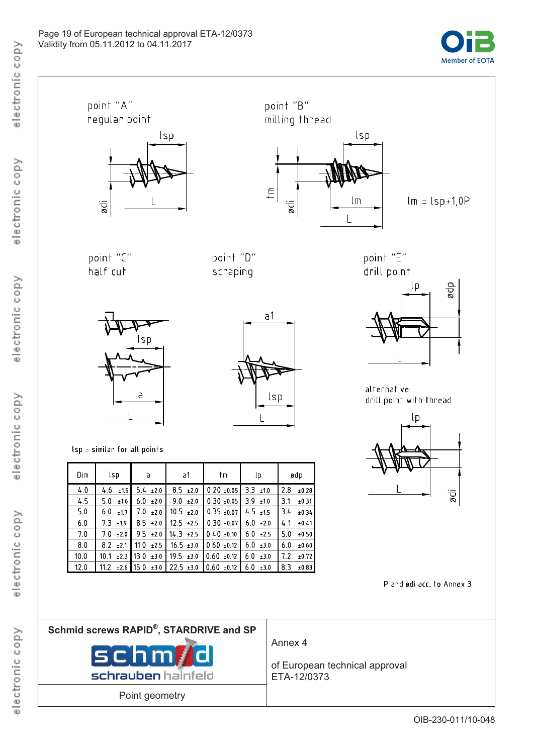point "A"
regular point

lsp

ødi L

point "B"
milling thread

lsp

tm ødi lm L

lm = lsp+1,0P

point "C"
half cut

lsp

a

L

point "D"
scraping

a1

lsp

L

point "E"
drill point

lp ødp

L

alternative:
drill point with thread

lp

L ødi

lsp = similar for all points

| Dim | lsp | a | a1 | tm | lp | ødp |
|---|---|---|---|---|---|---|
| 4.0 | 4.6 ±1.5 | 5.4 ±2.0 | 8.5 ±2.0 | 0.20 ±0.05 | 3.3 ±1.0 | 2.8 ±0.28 |
| 4.5 | 5.0 ±1.6 | 6.0 ±2.0 | 9.0 ±2.0 | 0.30 ±0.05 | 3.9 ±1.0 | 3.1 ±0.31 |
| 5.0 | 6.0 ±1.7 | 7.0 ±2.0 | 10.5 ±2.0 | 0.35 ±0.07 | 4.5 ±1.5 | 3.4 ±0.34 |
| 6.0 | 7.3 ±1.9 | 8.5 ±2.0 | 12.5 ±2.5 | 0.30 ±0.07 | 6.0 ±2.0 | 4.1 ±0.41 |
| 7.0 | 7.0 ±2.0 | 9.5 ±2.0 | 14.3 ±2.5 | 0.40 ±0.10 | 6.0 ±2.5 | 5.0 ±0.50 |
| 8.0 | 8.2 ±2.1 | 11.0 ±2.5 | 16.5 ±3.0 | 0.60 ±0.12 | 6.0 ±3.0 | 6.0 ±0.60 |
| 10.0 | 10.1 ±2.3 | 13.0 ±3.0 | 19.5 ±3.0 | 0.60 ±0.12 | 6.0 ±3.0 | 7.2 ±0.72 |
| 12.0 | 11.2 ±2.6 | 15.0 ±3.0 | 22.5 ±3.0 | 0.60 ±0.12 | 6.0 ±3.0 | 8.3 ±0.83 |

P and ødi acc. to Annex 3

**Schmid screws RAPID®, STARDRIVE and SP**

schmid schrauben hainfeld

Point geometry

Annex 4

of European technical approval
ETA-12/0373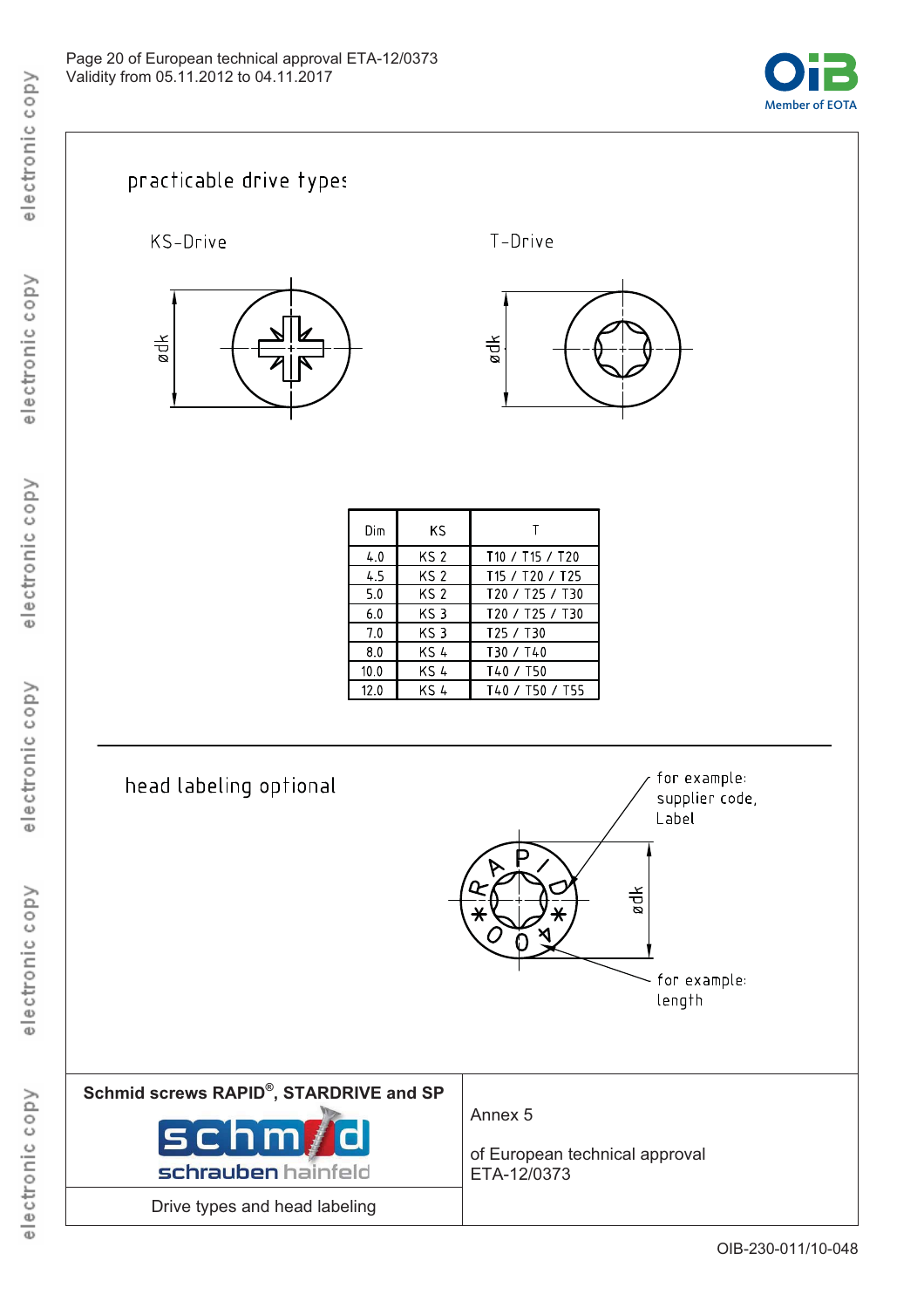## practicable drive types

KS-Drive

ødk

T-Drive

ødk

| Dim | KS | T |
|---|---|---|
| 4.0 | KS 2 | T10 / T15 / T20 |
| 4.5 | KS 2 | T15 / T20 / T25 |
| 5.0 | KS 2 | T20 / T25 / T30 |
| 6.0 | KS 3 | T20 / T25 / T30 |
| 7.0 | KS 3 | T25 / T30 |
| 8.0 | KS 4 | T30 / T40 |
| 10.0 | KS 4 | T40 / T50 |
| 12.0 | KS 4 | T40 / T50 / T55 |

## head labeling optional

for example: supplier code, Label

RAPID *40*

ødk

for example: length

**Schmid screws RAPID®, STARDRIVE and SP**

schmid schrauben hainfeld

Drive types and head labeling

Annex 5

of European technical approval ETA-12/0373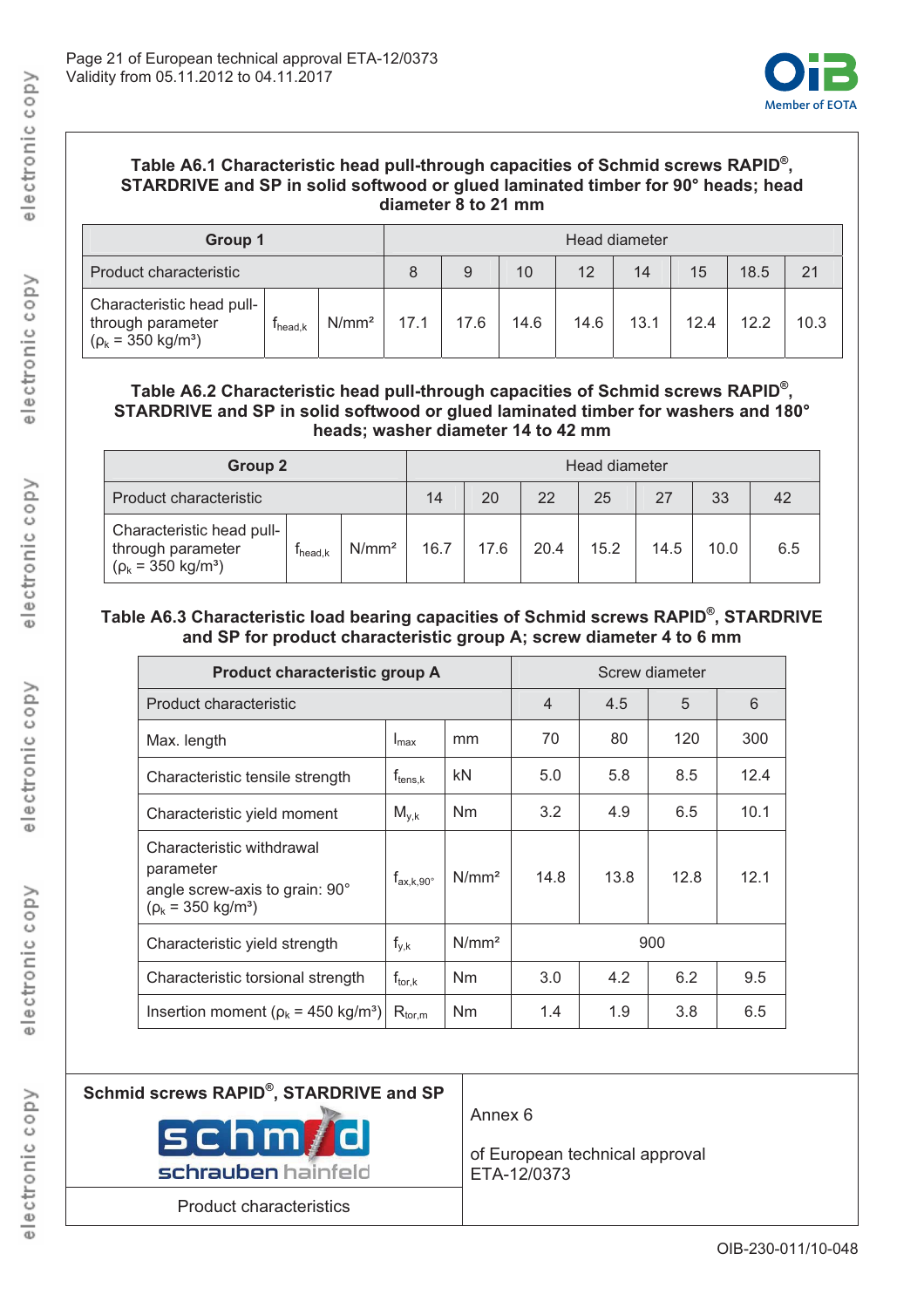**Table A6.1 Characteristic head pull-through capacities of Schmid screws RAPID®, STARDRIVE and SP in solid softwood or glued laminated timber for 90° heads; head diameter 8 to 21 mm**

| Group 1 | | | Head diameter | | | | | | | |
|---|---|---|---|---|---|---|---|---|---|---|
| Product characteristic | | | 8 | 9 | 10 | 12 | 14 | 15 | 18.5 | 21 |
| Characteristic head pull-through parameter ($\rho_k$ = 350 kg/m³) | $f_{head,k}$ | N/mm² | 17.1 | 17.6 | 14.6 | 14.6 | 13.1 | 12.4 | 12.2 | 10.3 |

**Table A6.2 Characteristic head pull-through capacities of Schmid screws RAPID®, STARDRIVE and SP in solid softwood or glued laminated timber for washers and 180° heads; washer diameter 14 to 42 mm**

| Group 2 | | | Head diameter | | | | | | |
|---|---|---|---|---|---|---|---|---|---|
| Product characteristic | | | 14 | 20 | 22 | 25 | 27 | 33 | 42 |
| Characteristic head pull-through parameter ($\rho_k$ = 350 kg/m³) | $f_{head,k}$ | N/mm² | 16.7 | 17.6 | 20.4 | 15.2 | 14.5 | 10.0 | 6.5 |

**Table A6.3 Characteristic load bearing capacities of Schmid screws RAPID®, STARDRIVE and SP for product characteristic group A; screw diameter 4 to 6 mm**

| Product characteristic group A | | | Screw diameter | | | |
|---|---|---|---|---|---|---|
| Product characteristic | | | 4 | 4.5 | 5 | 6 |
| Max. length | $l_{max}$ | mm | 70 | 80 | 120 | 300 |
| Characteristic tensile strength | $f_{tens,k}$ | kN | 5.0 | 5.8 | 8.5 | 12.4 |
| Characteristic yield moment | $M_{y,k}$ | Nm | 3.2 | 4.9 | 6.5 | 10.1 |
| Characteristic withdrawal parameter angle screw-axis to grain: 90° ($\rho_k$ = 350 kg/m³) | $f_{ax,k,90°}$ | N/mm² | 14.8 | 13.8 | 12.8 | 12.1 |
| Characteristic yield strength | $f_{y,k}$ | N/mm² | 900 | | | |
| Characteristic torsional strength | $f_{tor,k}$ | Nm | 3.0 | 4.2 | 6.2 | 9.5 |
| Insertion moment ($\rho_k$ = 450 kg/m³) | $R_{tor,m}$ | Nm | 1.4 | 1.9 | 3.8 | 6.5 |

**Schmid screws RAPID®, STARDRIVE and SP**

schmid schrauben hainfeld

Product characteristics

Annex 6

of European technical approval ETA-12/0373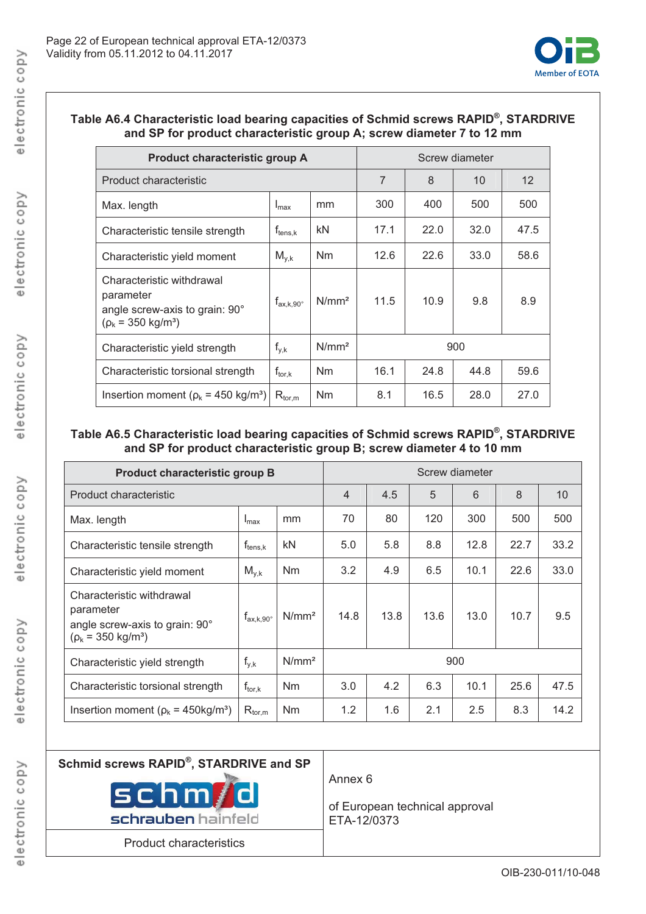### Table A6.4 Characteristic load bearing capacities of Schmid screws RAPID®, STARDRIVE and SP for product characteristic group A; screw diameter 7 to 12 mm

| Product characteristic group A | | | Screw diameter | | | |
|---|---|---|---|---|---|---|
| Product characteristic | | | 7 | 8 | 10 | 12 |
| Max. length | $l_{max}$ | mm | 300 | 400 | 500 | 500 |
| Characteristic tensile strength | $f_{tens,k}$ | kN | 17.1 | 22.0 | 32.0 | 47.5 |
| Characteristic yield moment | $M_{y,k}$ | Nm | 12.6 | 22.6 | 33.0 | 58.6 |
| Characteristic withdrawal parameter angle screw-axis to grain: 90° ($\rho_k$ = 350 kg/m³) | $f_{ax,k,90°}$ | N/mm² | 11.5 | 10.9 | 9.8 | 8.9 |
| Characteristic yield strength | $f_{y,k}$ | N/mm² | 900 | | | |
| Characteristic torsional strength | $f_{tor,k}$ | Nm | 16.1 | 24.8 | 44.8 | 59.6 |
| Insertion moment ($\rho_k$ = 450 kg/m³) | $R_{tor,m}$ | Nm | 8.1 | 16.5 | 28.0 | 27.0 |

### Table A6.5 Characteristic load bearing capacities of Schmid screws RAPID®, STARDRIVE and SP for product characteristic group B; screw diameter 4 to 10 mm

| Product characteristic group B | | | Screw diameter | | | | | |
|---|---|---|---|---|---|---|---|---|
| Product characteristic | | | 4 | 4.5 | 5 | 6 | 8 | 10 |
| Max. length | $l_{max}$ | mm | 70 | 80 | 120 | 300 | 500 | 500 |
| Characteristic tensile strength | $f_{tens,k}$ | kN | 5.0 | 5.8 | 8.8 | 12.8 | 22.7 | 33.2 |
| Characteristic yield moment | $M_{y,k}$ | Nm | 3.2 | 4.9 | 6.5 | 10.1 | 22.6 | 33.0 |
| Characteristic withdrawal parameter angle screw-axis to grain: 90° ($\rho_k$ = 350 kg/m³) | $f_{ax,k,90°}$ | N/mm² | 14.8 | 13.8 | 13.6 | 13.0 | 10.7 | 9.5 |
| Characteristic yield strength | $f_{y,k}$ | N/mm² | 900 | | | | | |
| Characteristic torsional strength | $f_{tor,k}$ | Nm | 3.0 | 4.2 | 6.3 | 10.1 | 25.6 | 47.5 |
| Insertion moment ($\rho_k$ = 450kg/m³) | $R_{tor,m}$ | Nm | 1.2 | 1.6 | 2.1 | 2.5 | 8.3 | 14.2 |

**Schmid screws RAPID®, STARDRIVE and SP**

schmid schrauben hainfeld

Product characteristics

Annex 6

of European technical approval ETA-12/0373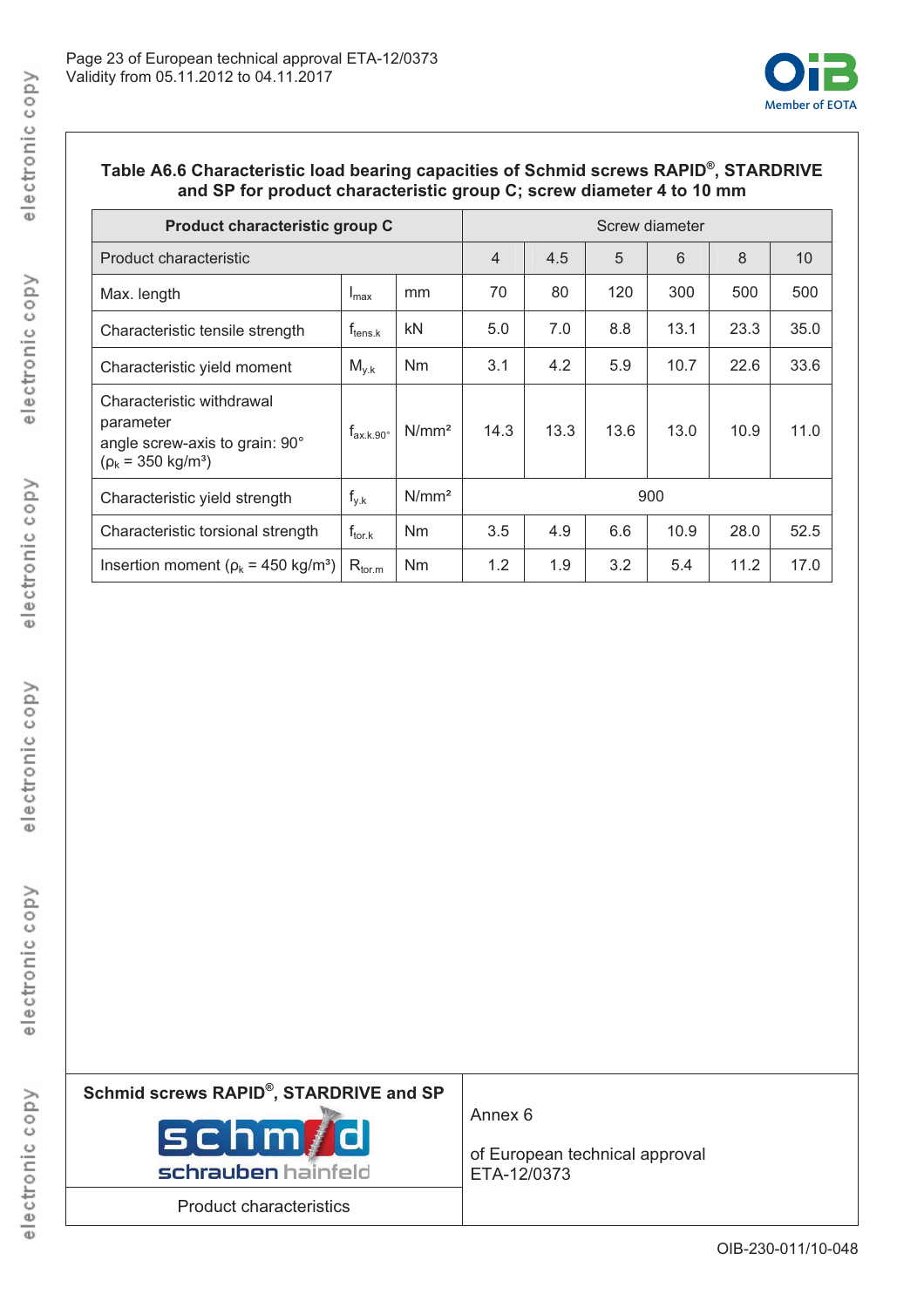**Table A6.6 Characteristic load bearing capacities of Schmid screws RAPID®, STARDRIVE and SP for product characteristic group C; screw diameter 4 to 10 mm**

| Product characteristic group C | | | Screw diameter | | | | | |
|---|---|---|---|---|---|---|---|---|
| Product characteristic | | | 4 | 4.5 | 5 | 6 | 8 | 10 |
| Max. length | $l_{max}$ | mm | 70 | 80 | 120 | 300 | 500 | 500 |
| Characteristic tensile strength | $f_{tens.k}$ | kN | 5.0 | 7.0 | 8.8 | 13.1 | 23.3 | 35.0 |
| Characteristic yield moment | $M_{y.k}$ | Nm | 3.1 | 4.2 | 5.9 | 10.7 | 22.6 | 33.6 |
| Characteristic withdrawal parameter angle screw-axis to grain: 90° ($\rho_k$ = 350 kg/m³) | $f_{ax.k.90°}$ | N/mm² | 14.3 | 13.3 | 13.6 | 13.0 | 10.9 | 11.0 |
| Characteristic yield strength | $f_{y.k}$ | N/mm² | 900 | | | | | |
| Characteristic torsional strength | $f_{tor.k}$ | Nm | 3.5 | 4.9 | 6.6 | 10.9 | 28.0 | 52.5 |
| Insertion moment ($\rho_k$ = 450 kg/m³) | $R_{tor.m}$ | Nm | 1.2 | 1.9 | 3.2 | 5.4 | 11.2 | 17.0 |

**Schmid screws RAPID®, STARDRIVE and SP**

schmid schrauben hainfeld

Product characteristics

Annex 6

of European technical approval ETA-12/0373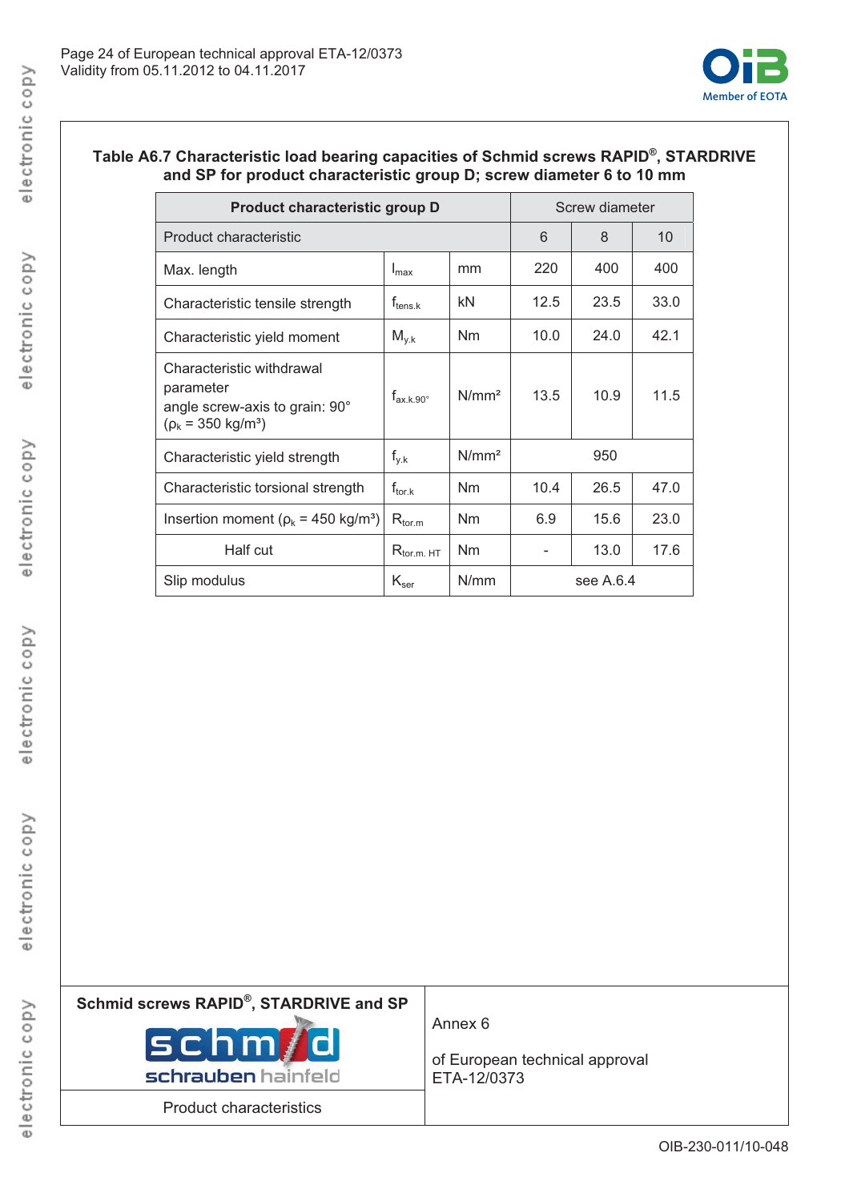**Table A6.7 Characteristic load bearing capacities of Schmid screws RAPID®, STARDRIVE and SP for product characteristic group D; screw diameter 6 to 10 mm**

| Product characteristic group D | | | Screw diameter | | |
|---|---|---|---|---|---|
| Product characteristic | | | 6 | 8 | 10 |
| Max. length | $l_{max}$ | mm | 220 | 400 | 400 |
| Characteristic tensile strength | $f_{tens.k}$ | kN | 12.5 | 23.5 | 33.0 |
| Characteristic yield moment | $M_{y.k}$ | Nm | 10.0 | 24.0 | 42.1 |
| Characteristic withdrawal parameter angle screw-axis to grain: 90° ($\rho_k$ = 350 kg/m³) | $f_{ax.k.90°}$ | N/mm² | 13.5 | 10.9 | 11.5 |
| Characteristic yield strength | $f_{y.k}$ | N/mm² | 950 | | |
| Characteristic torsional strength | $f_{tor.k}$ | Nm | 10.4 | 26.5 | 47.0 |
| Insertion moment ($\rho_k$ = 450 kg/m³) | $R_{tor.m}$ | Nm | 6.9 | 15.6 | 23.0 |
| Half cut | $R_{tor.m.\ HT}$ | Nm | - | 13.0 | 17.6 |
| Slip modulus | $K_{ser}$ | N/mm | see A.6.4 | | |

**Schmid screws RAPID®, STARDRIVE and SP**

schmid schrauben hainfeld

Product characteristics

Annex 6

of European technical approval ETA-12/0373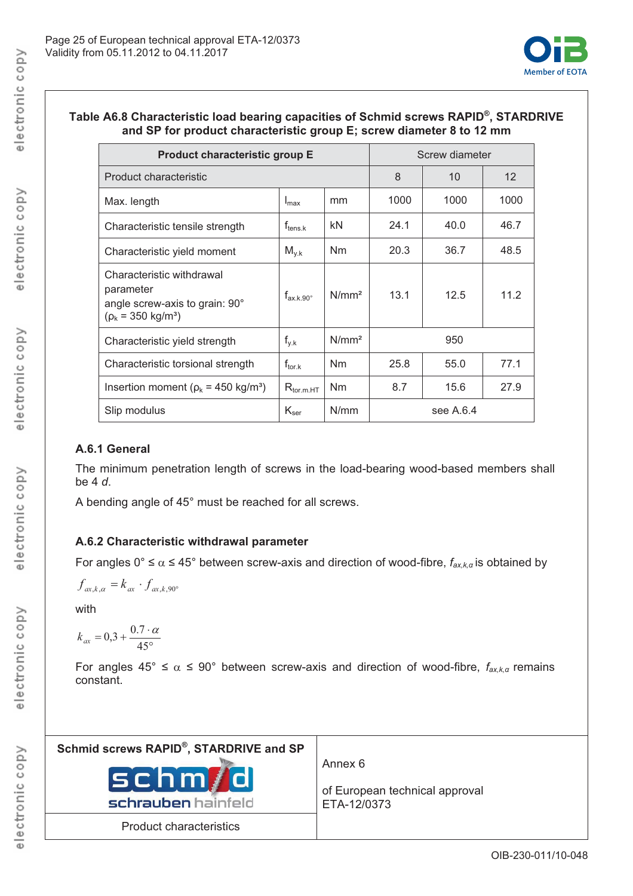**Table A6.8 Characteristic load bearing capacities of Schmid screws RAPID®, STARDRIVE and SP for product characteristic group E; screw diameter 8 to 12 mm**

| Product characteristic group E | | | Screw diameter | | |
|---|---|---|---|---|---|
| Product characteristic | | | 8 | 10 | 12 |
| Max. length | $l_{max}$ | mm | 1000 | 1000 | 1000 |
| Characteristic tensile strength | $f_{tens.k}$ | kN | 24.1 | 40.0 | 46.7 |
| Characteristic yield moment | $M_{y.k}$ | Nm | 20.3 | 36.7 | 48.5 |
| Characteristic withdrawal parameter angle screw-axis to grain: 90° ($\rho_k$ = 350 kg/m³) | $f_{ax.k.90°}$ | N/mm² | 13.1 | 12.5 | 11.2 |
| Characteristic yield strength | $f_{y.k}$ | N/mm² | 950 | | |
| Characteristic torsional strength | $f_{tor.k}$ | Nm | 25.8 | 55.0 | 77.1 |
| Insertion moment ($\rho_k$ = 450 kg/m³) | $R_{tor.m.HT}$ | Nm | 8.7 | 15.6 | 27.9 |
| Slip modulus | $K_{ser}$ | N/mm | see A.6.4 | | |

### A.6.1 General

The minimum penetration length of screws in the load-bearing wood-based members shall be 4 *d*.

A bending angle of 45° must be reached for all screws.

### A.6.2 Characteristic withdrawal parameter

For angles 0° ≤ α ≤ 45° between screw-axis and direction of wood-fibre, $f_{ax,k,\alpha}$ is obtained by

$$f_{ax,k,\alpha} = k_{ax} \cdot f_{ax,k,90°}$$

with

$$k_{ax} = 0{,}3 + \frac{0.7 \cdot \alpha}{45°}$$

For angles 45° ≤ α ≤ 90° between screw-axis and direction of wood-fibre, $f_{ax,k,\alpha}$ remains constant.

| | |
|---|---|
| Schmid screws RAPID®, STARDRIVE and SP | Annex 6 of European technical approval ETA-12/0373 |
| Product characteristics | |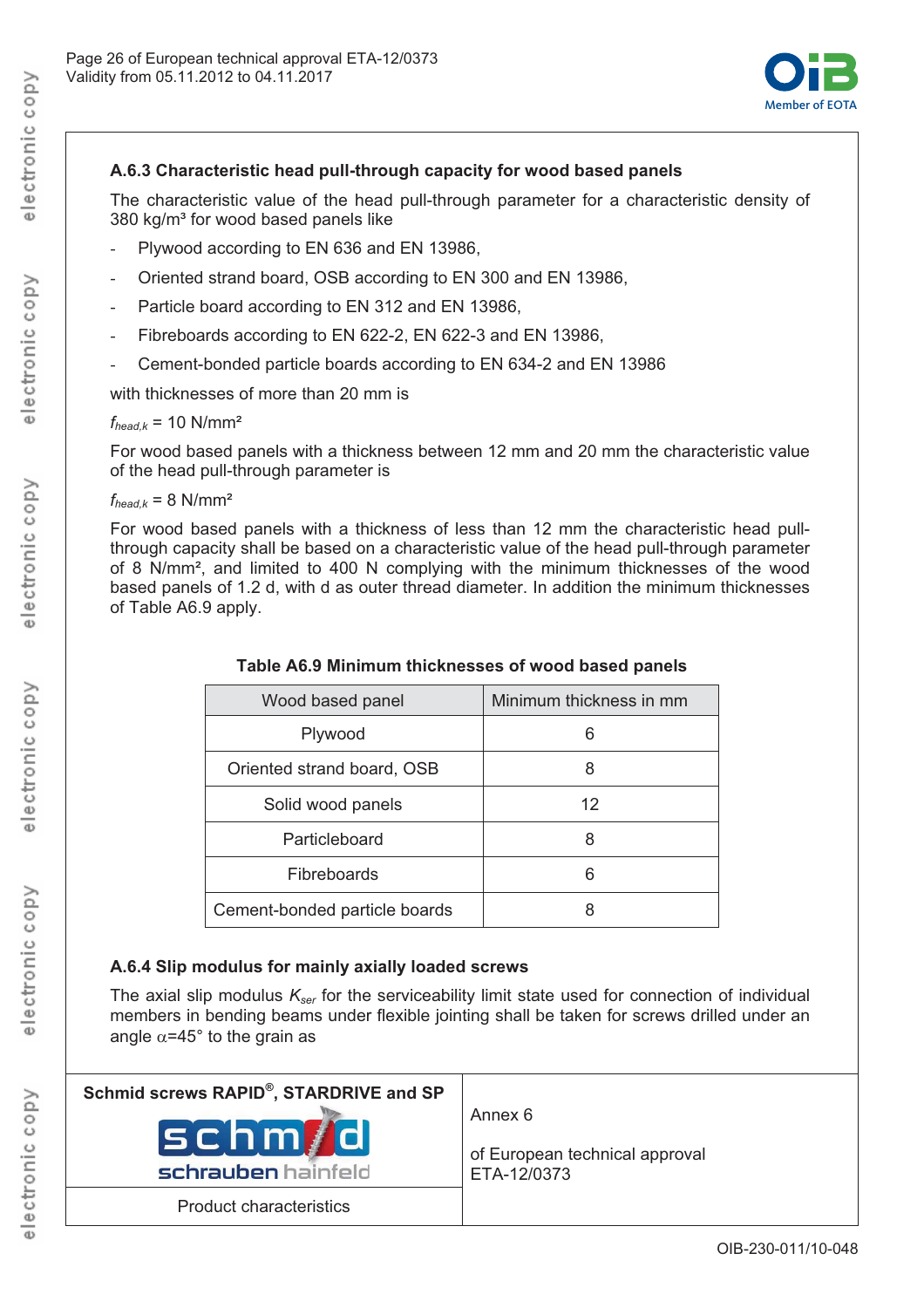### A.6.3 Characteristic head pull-through capacity for wood based panels

The characteristic value of the head pull-through parameter for a characteristic density of 380 kg/m³ for wood based panels like

- Plywood according to EN 636 and EN 13986,
- Oriented strand board, OSB according to EN 300 and EN 13986,
- Particle board according to EN 312 and EN 13986,
- Fibreboards according to EN 622-2, EN 622-3 and EN 13986,
- Cement-bonded particle boards according to EN 634-2 and EN 13986

with thicknesses of more than 20 mm is

$f_{head,k}$ = 10 N/mm²

For wood based panels with a thickness between 12 mm and 20 mm the characteristic value of the head pull-through parameter is

$f_{head,k}$ = 8 N/mm²

For wood based panels with a thickness of less than 12 mm the characteristic head pull-through capacity shall be based on a characteristic value of the head pull-through parameter of 8 N/mm², and limited to 400 N complying with the minimum thicknesses of the wood based panels of 1.2 d, with d as outer thread diameter. In addition the minimum thicknesses of Table A6.9 apply.

**Table A6.9 Minimum thicknesses of wood based panels**

| Wood based panel | Minimum thickness in mm |
|---|---|
| Plywood | 6 |
| Oriented strand board, OSB | 8 |
| Solid wood panels | 12 |
| Particleboard | 8 |
| Fibreboards | 6 |
| Cement-bonded particle boards | 8 |

### A.6.4 Slip modulus for mainly axially loaded screws

The axial slip modulus $K_{ser}$ for the serviceability limit state used for connection of individual members in bending beams under flexible jointing shall be taken for screws drilled under an angle $\alpha$=45° to the grain as

| Schmid screws RAPID®, STARDRIVE and SP | Annex 6 of European technical approval ETA-12/0373 |
|---|---|
| Product characteristics | |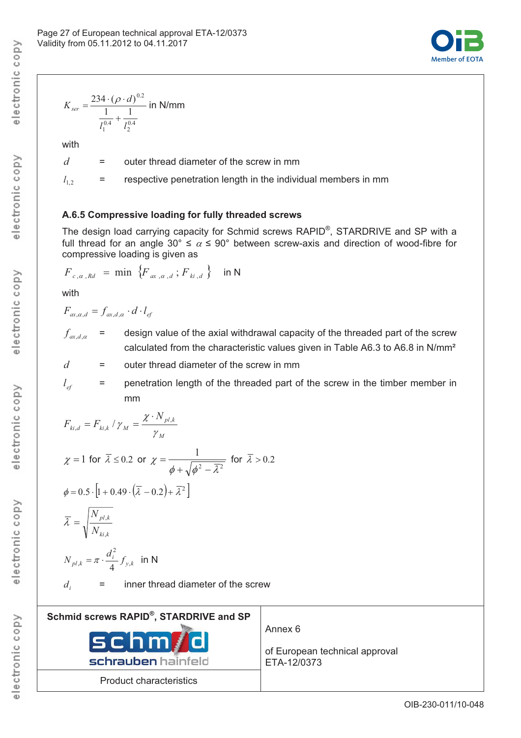$$K_{ser} = \frac{234 \cdot (\rho \cdot d)^{0.2}}{\frac{1}{l_1^{0.4}} + \frac{1}{l_2^{0.4}}} \text{ in N/mm}$$

with

$d$ = outer thread diameter of the screw in mm

$l_{1,2}$ = respective penetration length in the individual members in mm

### A.6.5 Compressive loading for fully threaded screws

The design load carrying capacity for Schmid screws RAPID®, STARDRIVE and SP with a full thread for an angle 30° ≤ $\alpha$ ≤ 90° between screw-axis and direction of wood-fibre for compressive loading is given as

$$F_{c,\alpha,Rd} = \min \left\{ F_{ax,\alpha,d} \, ; F_{ki,d} \right\} \quad \text{in N}$$

with

$$F_{ax,\alpha,d} = f_{ax,d,\alpha} \cdot d \cdot l_{ef}$$

$f_{ax,d,\alpha}$ = design value of the axial withdrawal capacity of the threaded part of the screw calculated from the characteristic values given in Table A6.3 to A6.8 in N/mm²

$d$ = outer thread diameter of the screw in mm

$l_{ef}$ = penetration length of the threaded part of the screw in the timber member in mm

$$F_{ki,d} = F_{ki,k} / \gamma_M = \frac{\chi \cdot N_{pl,k}}{\gamma_M}$$

$$\chi = 1 \text{ for } \bar{\lambda} \leq 0.2 \text{ or } \chi = \frac{1}{\phi + \sqrt{\phi^2 - \bar{\lambda}^2}} \text{ for } \bar{\lambda} > 0.2$$

$$\phi = 0.5 \cdot \left[ 1 + 0.49 \cdot \left( \bar{\lambda} - 0.2 \right) + \bar{\lambda}^2 \right]$$

$$\bar{\lambda} = \sqrt{\frac{N_{pl,k}}{N_{ki,k}}}$$

$$N_{pl,k} = \pi \cdot \frac{d_i^2}{4} f_{y,k} \quad \text{in N}$$

$d_i$ = inner thread diameter of the screw

| Schmid screws RAPID®, STARDRIVE and SP | Annex 6 of European technical approval ETA-12/0373 |
|---|---|
| Product characteristics | |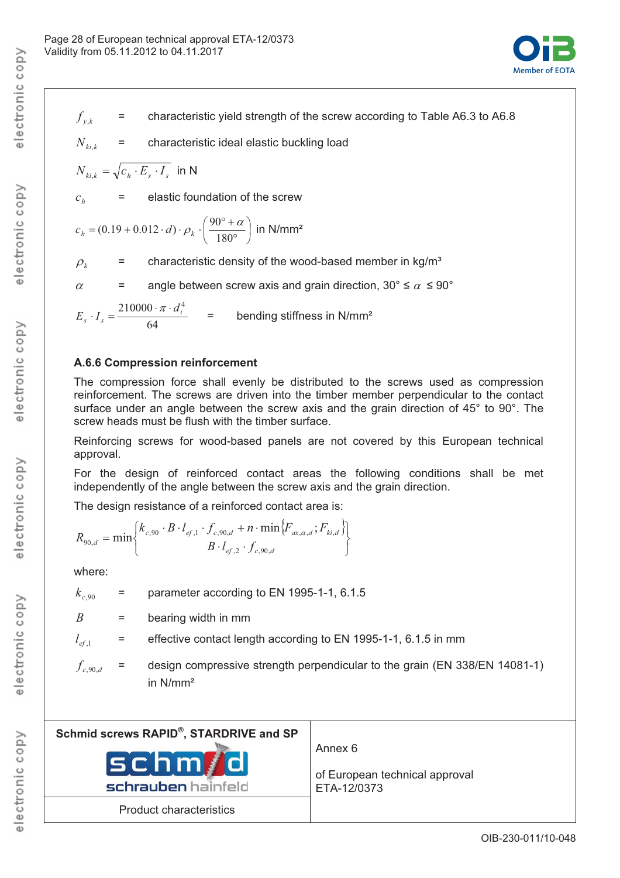$f_{y,k}$ = characteristic yield strength of the screw according to Table A6.3 to A6.8

$N_{ki,k}$ = characteristic ideal elastic buckling load

$N_{ki,k} = \sqrt{c_h \cdot E_s \cdot I_s}$ in N

$c_h$ = elastic foundation of the screw

$c_h = (0.19 + 0.012 \cdot d) \cdot \rho_k \cdot \left( \frac{90° + \alpha}{180°} \right)$ in N/mm²

$\rho_k$ = characteristic density of the wood-based member in kg/m³

$\alpha$ = angle between screw axis and grain direction, 30° ≤ $\alpha$ ≤ 90°

$E_s \cdot I_s = \frac{210000 \cdot \pi \cdot d_i^4}{64}$ = bending stiffness in N/mm²

### A.6.6 Compression reinforcement

The compression force shall evenly be distributed to the screws used as compression reinforcement. The screws are driven into the timber member perpendicular to the contact surface under an angle between the screw axis and the grain direction of 45° to 90°. The screw heads must be flush with the timber surface.

Reinforcing screws for wood-based panels are not covered by this European technical approval.

For the design of reinforced contact areas the following conditions shall be met independently of the angle between the screw axis and the grain direction.

The design resistance of a reinforced contact area is:

$$R_{90,d} = \min \begin{Bmatrix} k_{c,90} \cdot B \cdot l_{ef,1} \cdot f_{c,90,d} + n \cdot \min\{F_{ax,\alpha,d}; F_{ki,d}\} \\ B \cdot l_{ef,2} \cdot f_{c,90,d} \end{Bmatrix}$$

where:

$k_{c,90}$ = parameter according to EN 1995-1-1, 6.1.5

$B$ = bearing width in mm

$l_{ef,1}$ = effective contact length according to EN 1995-1-1, 6.1.5 in mm

$f_{c,90,d}$ = design compressive strength perpendicular to the grain (EN 338/EN 14081-1) in N/mm²

| Schmid screws RAPID®, STARDRIVE and SP | Annex 6 of European technical approval ETA-12/0373 |
|---|---|
| Product characteristics | |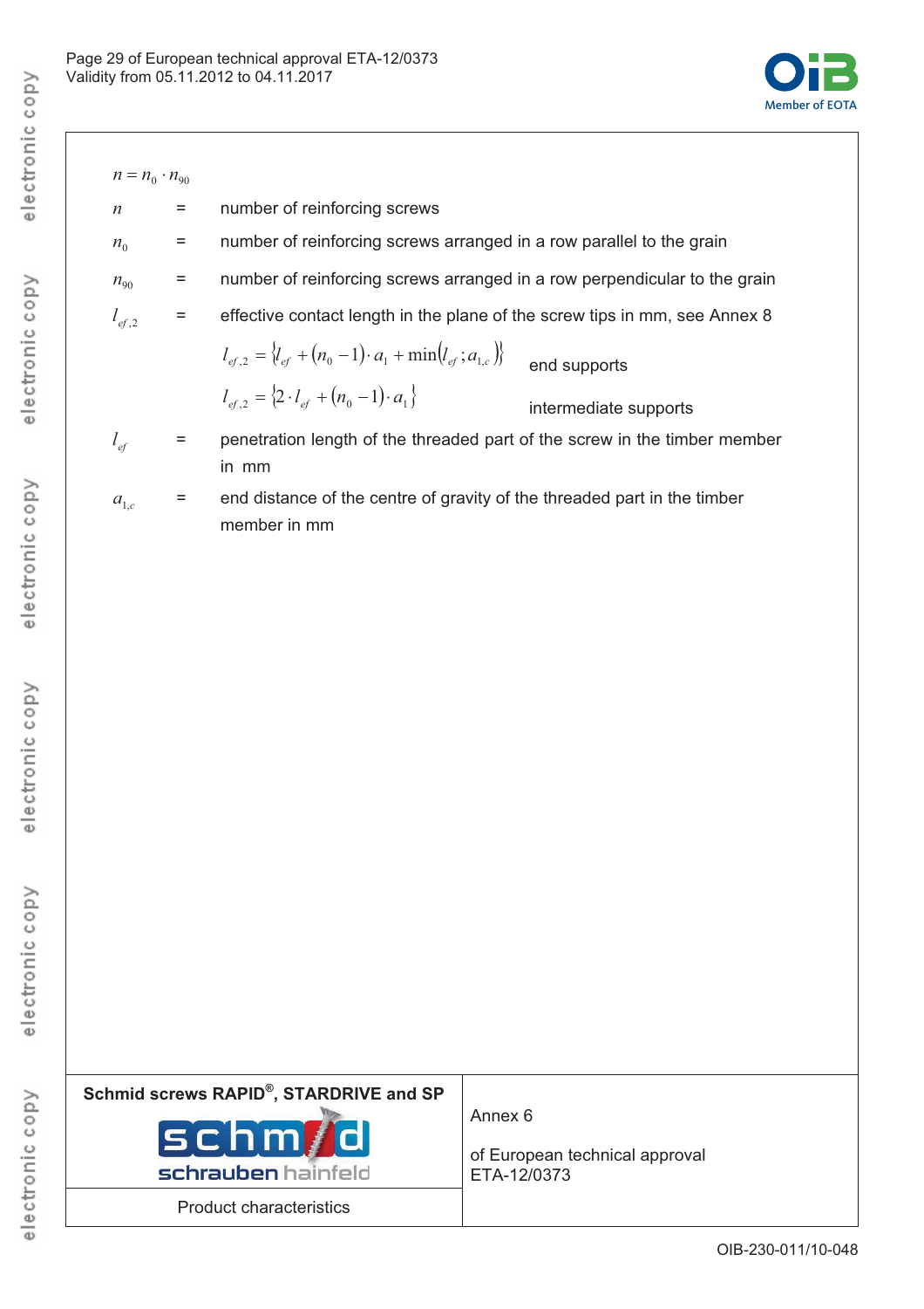$n = n_0 \cdot n_{90}$

| | | |
|---|---|---|
| $n$ | = | number of reinforcing screws |
| $n_0$ | = | number of reinforcing screws arranged in a row parallel to the grain |
| $n_{90}$ | = | number of reinforcing screws arranged in a row perpendicular to the grain |
| $l_{ef,2}$ | = | effective contact length in the plane of the screw tips in mm, see Annex 8 |

$$l_{ef,2} = \{l_{ef} + (n_0 - 1) \cdot a_1 + \min(l_{ef} ; a_{1,c})\}$$ end supports

$$l_{ef,2} = \{2 \cdot l_{ef} + (n_0 - 1) \cdot a_1\}$$ intermediate supports

| | | |
|---|---|---|
| $l_{ef}$ | = | penetration length of the threaded part of the screw in the timber member in mm |
| $a_{1,c}$ | = | end distance of the centre of gravity of the threaded part in the timber member in mm |

**Schmid screws RAPID®, STARDRIVE and SP**

schmid schrauben hainfeld

Product characteristics

Annex 6

of European technical approval ETA-12/0373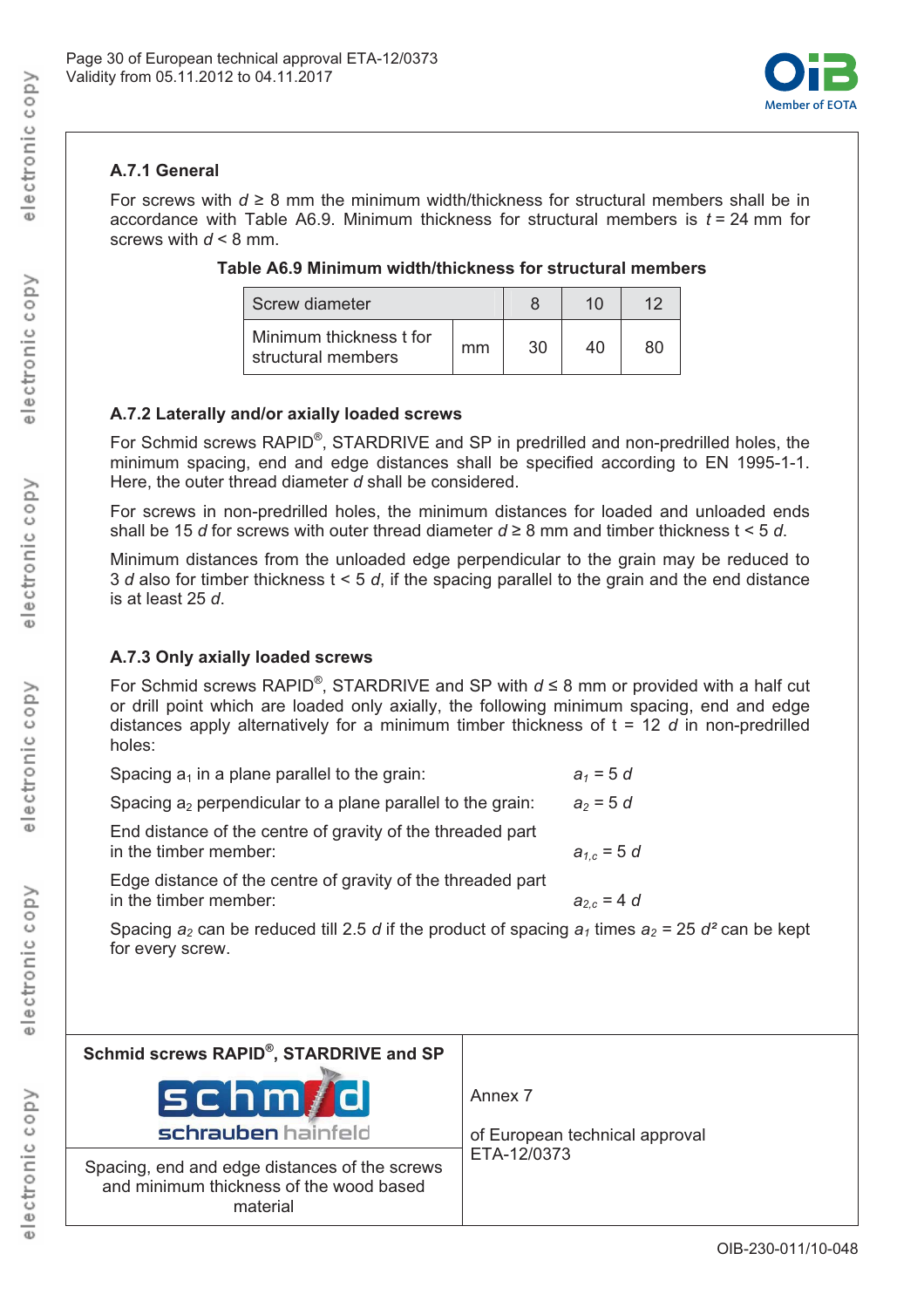### A.7.1 General

For screws with $d \geq 8$ mm the minimum width/thickness for structural members shall be in accordance with Table A6.9. Minimum thickness for structural members is $t = 24$ mm for screws with $d < 8$ mm.

**Table A6.9 Minimum width/thickness for structural members**

| Screw diameter | | 8 | 10 | 12 |
|---|---|---|---|---|
| Minimum thickness t for structural members | mm | 30 | 40 | 80 |

### A.7.2 Laterally and/or axially loaded screws

For Schmid screws RAPID®, STARDRIVE and SP in predrilled and non-predrilled holes, the minimum spacing, end and edge distances shall be specified according to EN 1995-1-1. Here, the outer thread diameter $d$ shall be considered.

For screws in non-predrilled holes, the minimum distances for loaded and unloaded ends shall be 15 $d$ for screws with outer thread diameter $d \geq 8$ mm and timber thickness $t < 5\ d$.

Minimum distances from the unloaded edge perpendicular to the grain may be reduced to 3 $d$ also for timber thickness $t < 5\ d$, if the spacing parallel to the grain and the end distance is at least 25 $d$.

### A.7.3 Only axially loaded screws

For Schmid screws RAPID®, STARDRIVE and SP with $d \leq 8$ mm or provided with a half cut or drill point which are loaded only axially, the following minimum spacing, end and edge distances apply alternatively for a minimum timber thickness of $t = 12\ d$ in non-predrilled holes:

| | |
|---|---|
| Spacing $a_1$ in a plane parallel to the grain: | $a_1 = 5\ d$ |
| Spacing $a_2$ perpendicular to a plane parallel to the grain: | $a_2 = 5\ d$ |
| End distance of the centre of gravity of the threaded part in the timber member: | $a_{1,c} = 5\ d$ |
| Edge distance of the centre of gravity of the threaded part in the timber member: | $a_{2,c} = 4\ d$ |

Spacing $a_2$ can be reduced till 2.5 $d$ if the product of spacing $a_1$ times $a_2 = 25\ d^2$ can be kept for every screw.

**Schmid screws RAPID®, STARDRIVE and SP**

schmid schrauben hainfeld

Spacing, end and edge distances of the screws and minimum thickness of the wood based material

Annex 7

of European technical approval ETA-12/0373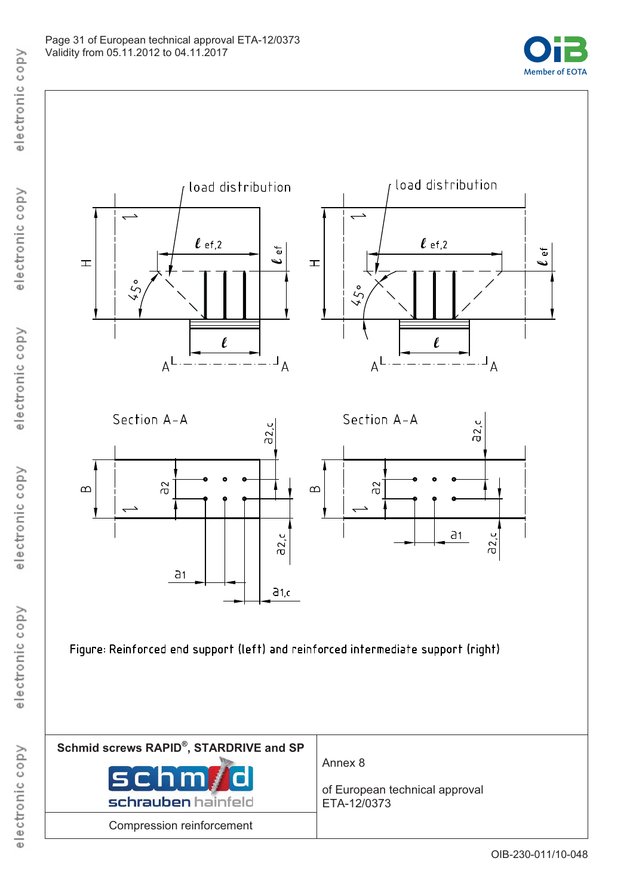load distribution

$\ell_{ef,2}$

$\ell_{ef}$

H

45°

$\ell$

A A

load distribution

$\ell_{ef,2}$

$\ell_{ef}$

H

45°

$\ell$

A A

Section A-A

B

$a_2$

$a_{2,c}$

$a_{2,c}$

$a_1$

$a_{1,c}$

Section A-A

B

$a_2$

$a_{2,c}$

$a_1$

$a_{2,c}$

Figure: Reinforced end support (left) and reinforced intermediate support (right)

| | |
|---|---|
| **Schmid screws RAPID®, STARDRIVE and SP**<br>schmid schrauben hainfeld | Annex 8<br><br>of European technical approval ETA-12/0373 |
| Compression reinforcement | |

OIB-230-011/10-048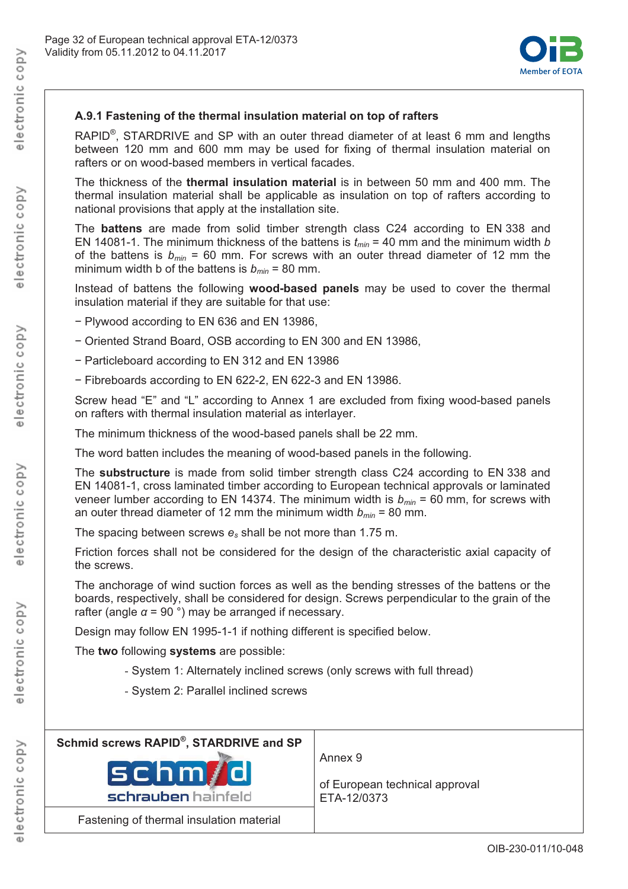### A.9.1 Fastening of the thermal insulation material on top of rafters

RAPID®, STARDRIVE and SP with an outer thread diameter of at least 6 mm and lengths between 120 mm and 600 mm may be used for fixing of thermal insulation material on rafters or on wood-based members in vertical facades.

The thickness of the **thermal insulation material** is in between 50 mm and 400 mm. The thermal insulation material shall be applicable as insulation on top of rafters according to national provisions that apply at the installation site.

The **battens** are made from solid timber strength class C24 according to EN 338 and EN 14081-1. The minimum thickness of the battens is $t_{min}$ = 40 mm and the minimum width $b$ of the battens is $b_{min}$ = 60 mm. For screws with an outer thread diameter of 12 mm the minimum width b of the battens is $b_{min}$ = 80 mm.

Instead of battens the following **wood-based panels** may be used to cover the thermal insulation material if they are suitable for that use:

− Plywood according to EN 636 and EN 13986,

− Oriented Strand Board, OSB according to EN 300 and EN 13986,

− Particleboard according to EN 312 and EN 13986

− Fibreboards according to EN 622-2, EN 622-3 and EN 13986.

Screw head “E” and “L” according to Annex 1 are excluded from fixing wood-based panels on rafters with thermal insulation material as interlayer.

The minimum thickness of the wood-based panels shall be 22 mm.

The word batten includes the meaning of wood-based panels in the following.

The **substructure** is made from solid timber strength class C24 according to EN 338 and EN 14081-1, cross laminated timber according to European technical approvals or laminated veneer lumber according to EN 14374. The minimum width is $b_{min}$ = 60 mm, for screws with an outer thread diameter of 12 mm the minimum width $b_{min}$ = 80 mm.

The spacing between screws $e_s$ shall be not more than 1.75 m.

Friction forces shall not be considered for the design of the characteristic axial capacity of the screws.

The anchorage of wind suction forces as well as the bending stresses of the battens or the boards, respectively, shall be considered for design. Screws perpendicular to the grain of the rafter (angle $\alpha$ = 90 °) may be arranged if necessary.

Design may follow EN 1995-1-1 if nothing different is specified below.

The **two** following **systems** are possible:

- System 1: Alternately inclined screws (only screws with full thread)
- System 2: Parallel inclined screws

| Schmid screws RAPID®, STARDRIVE and SP | Annex 9 of European technical approval ETA-12/0373 |
|---|---|
| Fastening of thermal insulation material | |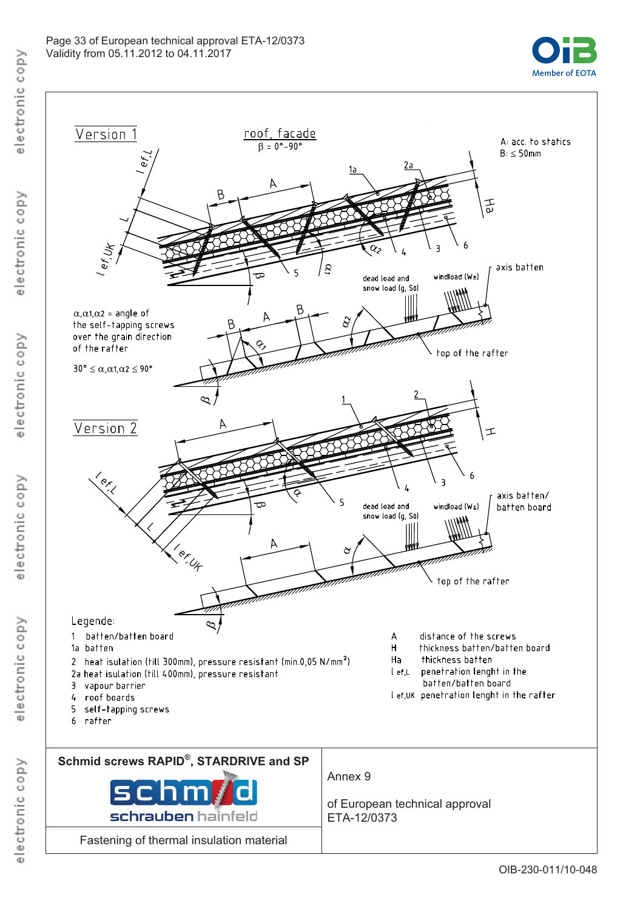## Version 1

roof, facade
$\beta = 0°-90°$

A: acc. to statics
B: ≤ 50mm

$l_{ef,L}$, L, $l_{ef,UK}$, B, A, 1a, 2a, Ha, $\alpha_2$, 4, 3, 6, 5, $\alpha_1$, $\beta$

dead load and snow load (g, So)

windload (W±)

axis batten

$\alpha, \alpha_1, \alpha_2$ = angle of the self-tapping screws over the grain direction of the rafter

$30° \leq \alpha, \alpha_1, \alpha_2 \leq 90°$

B, A, B, $\alpha_1$, $\alpha_2$, $\beta$

top of the rafter

## Version 2

A, 1, 2, H, 6, 3, 4, 5, $\alpha$, $\beta$, $l_{ef,L}$, L, $l_{ef,UK}$

dead load and snow load (g, So)

windload (W±)

axis batten/batten board

A, $\alpha$, $\beta$

top of the rafter

Legende:

1 batten/batten board
1a batten
2 heat isolation (till 300mm), pressure resistant (min.0,05 N/mm²)
2a heat isolation (till 400mm), pressure resistant
3 vapour barrier
4 roof boards
5 self-tapping screws
6 rafter

A distance of the screws
H thickness batten/batten board
Ha thickness batten
$l_{ef,L}$ penetration lenght in the batten/batten board
$l_{ef,UK}$ penetration lenght in the rafter

| Schmid screws RAPID®, STARDRIVE and SP | Annex 9 of European technical approval ETA-12/0373 |
|---|---|
| Fastening of thermal insulation material | |

OIB-230-011/10-048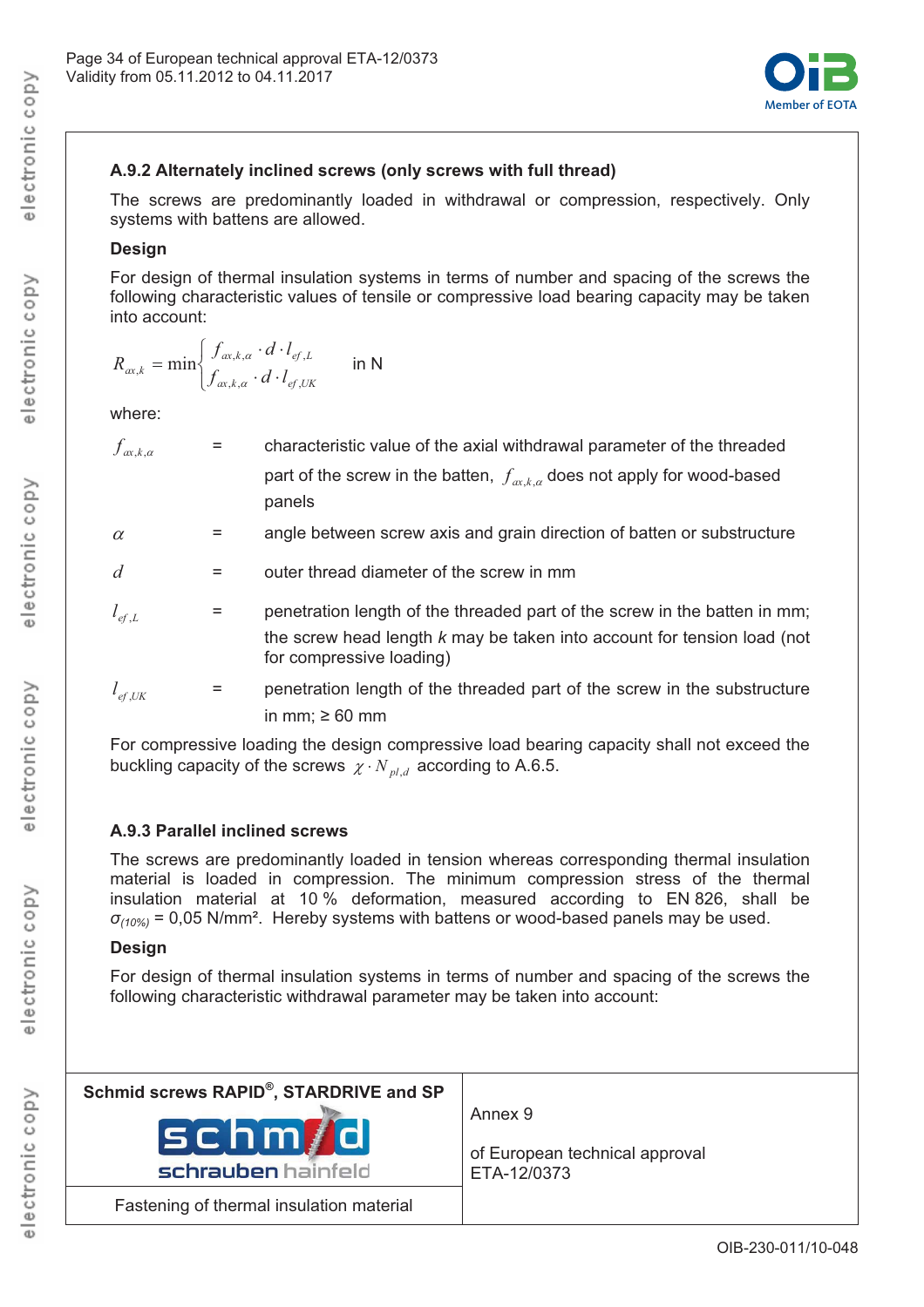### A.9.2 Alternately inclined screws (only screws with full thread)

The screws are predominantly loaded in withdrawal or compression, respectively. Only systems with battens are allowed.

**Design**

For design of thermal insulation systems in terms of number and spacing of the screws the following characteristic values of tensile or compressive load bearing capacity may be taken into account:

$$R_{ax,k} = \min \begin{cases} f_{ax,k,\alpha} \cdot d \cdot l_{ef,L} \\ f_{ax,k,\alpha} \cdot d \cdot l_{ef,UK} \end{cases} \quad \text{in N}$$

where:

| | | |
|---|---|---|
| $f_{ax,k,\alpha}$ | = | characteristic value of the axial withdrawal parameter of the threaded part of the screw in the batten, $f_{ax,k,\alpha}$ does not apply for wood-based panels |
| $\alpha$ | = | angle between screw axis and grain direction of batten or substructure |
| $d$ | = | outer thread diameter of the screw in mm |
| $l_{ef,L}$ | = | penetration length of the threaded part of the screw in the batten in mm; the screw head length *k* may be taken into account for tension load (not for compressive loading) |
| $l_{ef,UK}$ | = | penetration length of the threaded part of the screw in the substructure in mm; ≥ 60 mm |

For compressive loading the design compressive load bearing capacity shall not exceed the buckling capacity of the screws $\chi \cdot N_{pl,d}$ according to A.6.5.

### A.9.3 Parallel inclined screws

The screws are predominantly loaded in tension whereas corresponding thermal insulation material is loaded in compression. The minimum compression stress of the thermal insulation material at 10 % deformation, measured according to EN 826, shall be $\sigma_{(10\%)}$ = 0,05 N/mm². Hereby systems with battens or wood-based panels may be used.

**Design**

For design of thermal insulation systems in terms of number and spacing of the screws the following characteristic withdrawal parameter may be taken into account:

| | |
|---|---|
| Schmid screws RAPID®, STARDRIVE and SP<br>schmid schrauben hainfeld | Annex 9<br><br>of European technical approval ETA-12/0373 |
| Fastening of thermal insulation material | |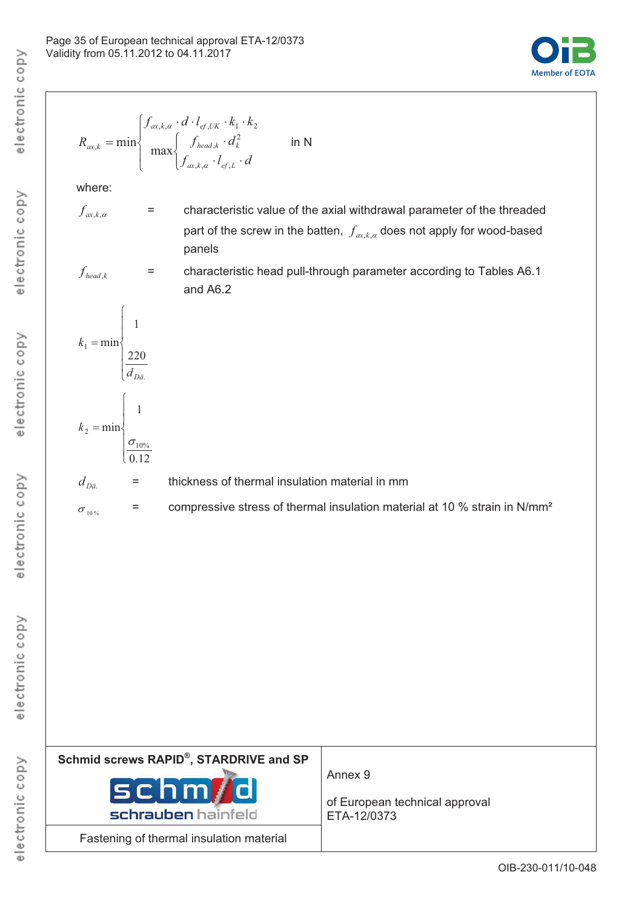$$R_{ax,k} = \min \begin{cases} f_{ax,k,\alpha} \cdot d \cdot l_{ef,UK} \cdot k_1 \cdot k_2 \\ \max \begin{cases} f_{head,k} \cdot d_k^2 \\ f_{ax,k,\alpha} \cdot l_{ef,L} \cdot d \end{cases} \end{cases} \quad \text{in N}$$

where:

$f_{ax,k,\alpha}$ = characteristic value of the axial withdrawal parameter of the threaded part of the screw in the batten, $f_{ax,k,\alpha}$ does not apply for wood-based panels

$f_{head,k}$ = characteristic head pull-through parameter according to Tables A6.1 and A6.2

$$k_1 = \min \begin{cases} 1 \\ \dfrac{220}{d_{Dä.}} \end{cases}$$

$$k_2 = \min \begin{cases} 1 \\ \dfrac{\sigma_{10\%}}{0.12} \end{cases}$$

$d_{Dä.}$ = thickness of thermal insulation material in mm

$\sigma_{10\%}$ = compressive stress of thermal insulation material at 10 % strain in N/mm²

**Schmid screws RAPID®, STARDRIVE and SP**

schmid schrauben hainfeld

Fastening of thermal insulation material

Annex 9

of European technical approval ETA-12/0373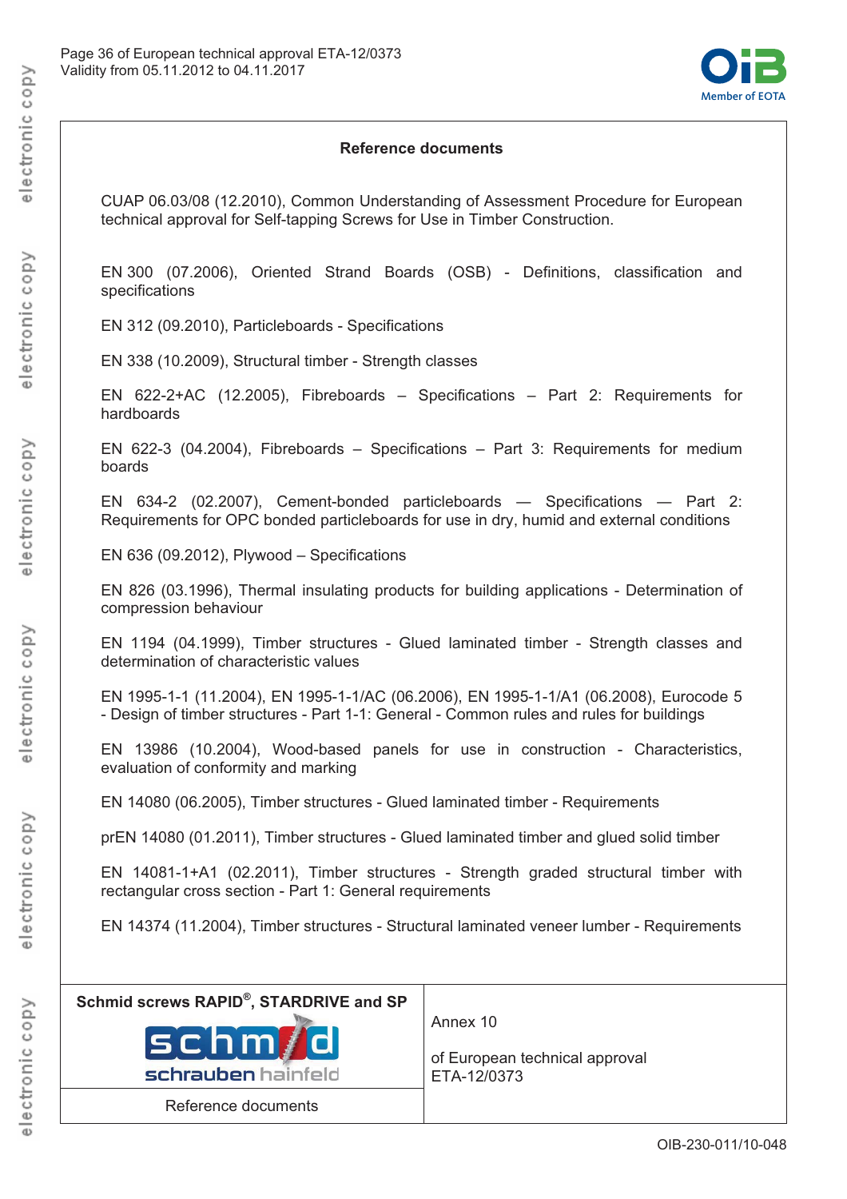## Reference documents

CUAP 06.03/08 (12.2010), Common Understanding of Assessment Procedure for European technical approval for Self-tapping Screws for Use in Timber Construction.

EN 300 (07.2006), Oriented Strand Boards (OSB) - Definitions, classification and specifications

EN 312 (09.2010), Particleboards - Specifications

EN 338 (10.2009), Structural timber - Strength classes

EN 622-2+AC (12.2005), Fibreboards – Specifications – Part 2: Requirements for hardboards

EN 622-3 (04.2004), Fibreboards – Specifications – Part 3: Requirements for medium boards

EN 634-2 (02.2007), Cement-bonded particleboards — Specifications — Part 2: Requirements for OPC bonded particleboards for use in dry, humid and external conditions

EN 636 (09.2012), Plywood – Specifications

EN 826 (03.1996), Thermal insulating products for building applications - Determination of compression behaviour

EN 1194 (04.1999), Timber structures - Glued laminated timber - Strength classes and determination of characteristic values

EN 1995-1-1 (11.2004), EN 1995-1-1/AC (06.2006), EN 1995-1-1/A1 (06.2008), Eurocode 5 - Design of timber structures - Part 1-1: General - Common rules and rules for buildings

EN 13986 (10.2004), Wood-based panels for use in construction - Characteristics, evaluation of conformity and marking

EN 14080 (06.2005), Timber structures - Glued laminated timber - Requirements

prEN 14080 (01.2011), Timber structures - Glued laminated timber and glued solid timber

EN 14081-1+A1 (02.2011), Timber structures - Strength graded structural timber with rectangular cross section - Part 1: General requirements

EN 14374 (11.2004), Timber structures - Structural laminated veneer lumber - Requirements

| | |
|---|---|
| **Schmid screws RAPID®, STARDRIVE and SP**<br>schmid schrauben hainfeld | Annex 10<br><br>of European technical approval ETA-12/0373 |
| Reference documents | |